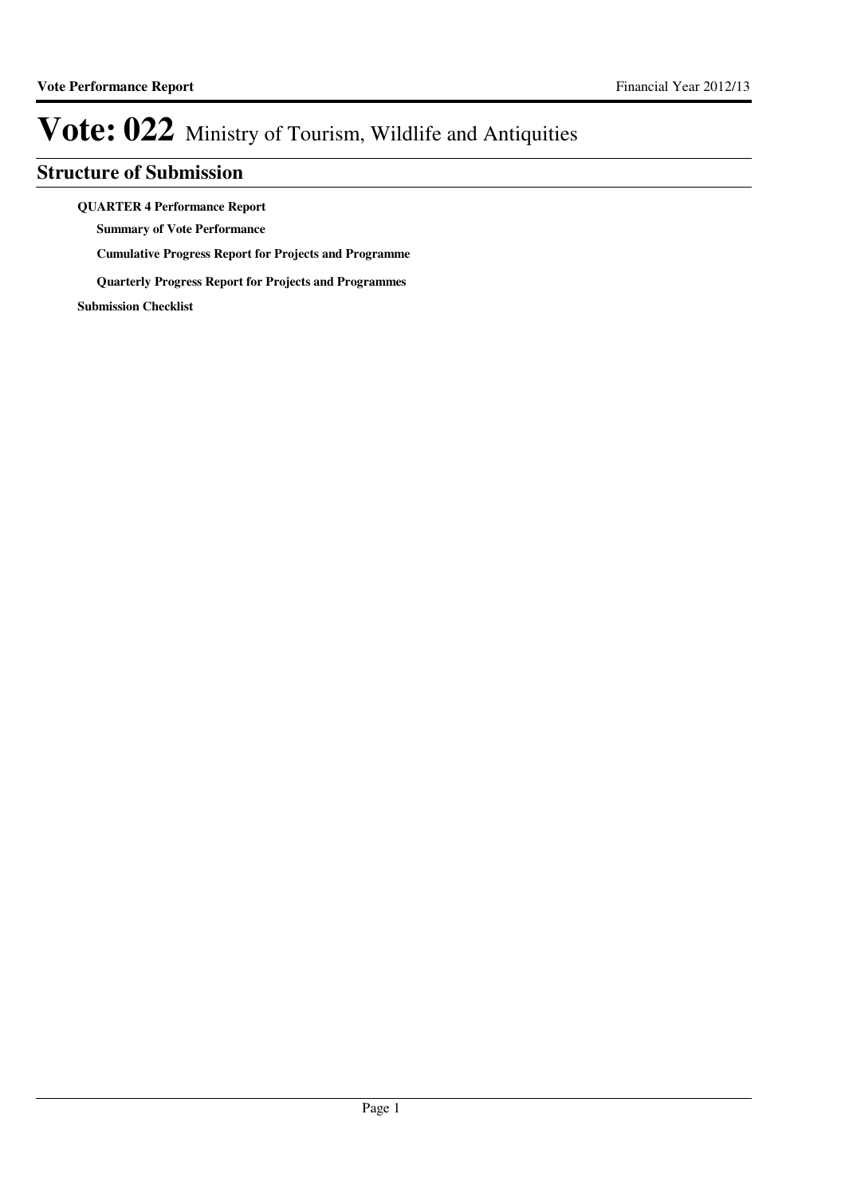# Vote: 022 Ministry of Tourism, Wildlife and Antiquities

## Structure of Submission

**QUARTER 4 Performance Report**

- **Summary of Vote Performance**
- **Cumulative Progress Report for Projects and Programme**
- **Quarterly Progress Report for Projects and Programmes**

**Submission Checklist**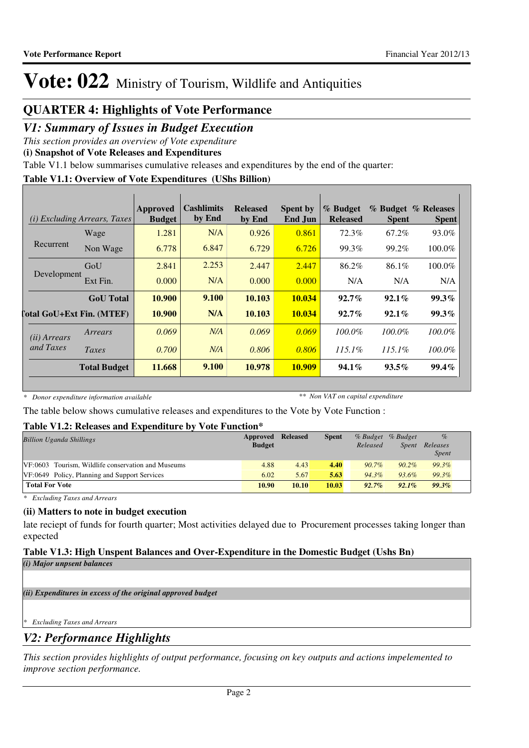# Vote: 022 Ministry of Tourism, Wildlife and Antiquities

## QUARTER 4: Highlights of Vote Performance

## *V1: Summary of Issues in Budget Execution*

*This section provides an overview of Vote expenditure*

**(i) Snapshot of Vote Releases and Expenditures**

Table V1.1 below summarises cumulative releases and expenditures by the end of the quarter:

**Table V1.1: Overview of Vote Expenditures (UShs Billion)**

| *(i) Excluding Arrears, Taxes* | | Approved Budget | Cashlimits by End | Released by End | Spent by End Jun | % Budget Released | % Budget Spent | % Releases Spent |
|---|---|---|---|---|---|---|---|---|
| Recurrent | Wage | 1.281 | N/A | 0.926 | 0.861 | 72.3% | 67.2% | 93.0% |
| | Non Wage | 6.778 | 6.847 | 6.729 | 6.726 | 99.3% | 99.2% | 100.0% |
| Development | GoU | 2.841 | 2.253 | 2.447 | 2.447 | 86.2% | 86.1% | 100.0% |
| | Ext Fin. | 0.000 | N/A | 0.000 | 0.000 | N/A | N/A | N/A |
| | **GoU Total** | **10.900** | **9.100** | **10.103** | **10.034** | **92.7%** | **92.1%** | **99.3%** |
| **Total GoU+Ext Fin. (MTEF)** | | **10.900** | **N/A** | **10.103** | **10.034** | **92.7%** | **92.1%** | **99.3%** |
| *(ii) Arrears and Taxes* | *Arrears* | *0.069* | *N/A* | *0.069* | *0.069* | *100.0%* | *100.0%* | *100.0%* |
| | *Taxes* | *0.700* | *N/A* | *0.806* | *0.806* | *115.1%* | *115.1%* | *100.0%* |
| | **Total Budget** | **11.668** | **9.100** | **10.978** | **10.909** | **94.1%** | **93.5%** | **99.4%** |

*\* Donor expenditure information available* &nbsp;&nbsp;&nbsp;&nbsp; *\*\* Non VAT on capital expenditure*

The table below shows cumulative releases and expenditures to the Vote by Vote Function :

**Table V1.2: Releases and Expenditure by Vote Function\***

| *Billion Uganda Shillings* | Approved Budget | Released | Spent | *% Budget Released* | *% Budget Spent* | *% Releases Spent* |
|---|---|---|---|---|---|---|
| VF:0603 Tourism, Wildlife conservation and Museums | 4.88 | 4.43 | **4.40** | *90.7%* | *90.2%* | *99.3%* |
| VF:0649 Policy, Planning and Support Services | 6.02 | 5.67 | **5.63** | *94.3%* | *93.6%* | *99.3%* |
| **Total For Vote** | **10.90** | **10.10** | **10.03** | ***92.7%*** | ***92.1%*** | ***99.3%*** |

*\* Excluding Taxes and Arrears*

**(ii) Matters to note in budget execution**

late reciept of funds for fourth quarter; Most activities delayed due to Procurement processes taking longer than expected

**Table V1.3: High Unspent Balances and Over-Expenditure in the Domestic Budget (Ushs Bn)**

***(i) Major unpsent balances***

***(ii) Expenditures in excess of the original approved budget***

*\* Excluding Taxes and Arrears*

## *V2: Performance Highlights*

*This section provides highlights of output performance, focusing on key outputs and actions impelemented to improve section performance.*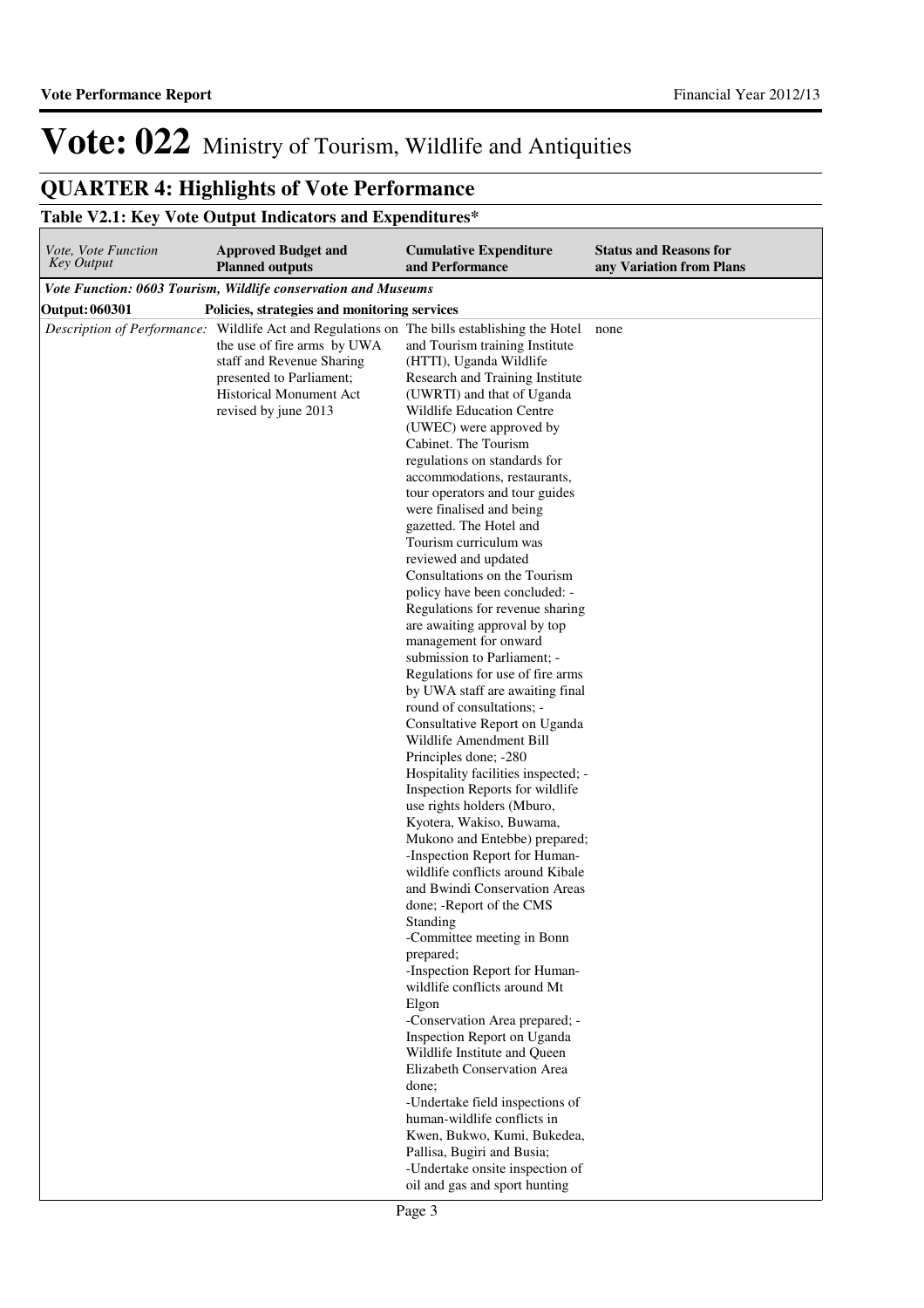# Vote: 022 Ministry of Tourism, Wildlife and Antiquities

## QUARTER 4: Highlights of Vote Performance

### Table V2.1: Key Vote Output Indicators and Expenditures*

| *Vote, Vote Function Key Output* | **Approved Budget and Planned outputs** | **Cumulative Expenditure and Performance** | **Status and Reasons for any Variation from Plans** |
|---|---|---|---|
| ***Vote Function: 0603 Tourism, Wildlife conservation and Museums*** | | | |
| **Output: 060301** | **Policies, strategies and monitoring services** | | |
| *Description of Performance:* | Wildlife Act and Regulations on the use of fire arms by UWA staff and Revenue Sharing presented to Parliament; Historical Monument Act revised by june 2013 | The bills establishing the Hotel and Tourism training Institute (HTTI), Uganda Wildlife Research and Training Institute (UWRTI) and that of Uganda Wildlife Education Centre (UWEC) were approved by Cabinet. The Tourism regulations on standards for accommodations, restaurants, tour operators and tour guides were finalised and being gazetted. The Hotel and Tourism curriculum was reviewed and updated Consultations on the Tourism policy have been concluded: - Regulations for revenue sharing are awaiting approval by top management for onward submission to Parliament; - Regulations for use of fire arms by UWA staff are awaiting final round of consultations; - Consultative Report on Uganda Wildlife Amendment Bill Principles done; -280 Hospitality facilities inspected; - Inspection Reports for wildlife use rights holders (Mburo, Kyotera, Wakiso, Buwama, Mukono and Entebbe) prepared; -Inspection Report for Human-wildlife conflicts around Kibale and Bwindi Conservation Areas done; -Report of the CMS Standing<br>-Committee meeting in Bonn prepared;<br>-Inspection Report for Human-wildlife conflicts around Mt Elgon<br>-Conservation Area prepared; - Inspection Report on Uganda Wildlife Institute and Queen Elizabeth Conservation Area done;<br>-Undertake field inspections of human-wildlife conflicts in Kwen, Bukwo, Kumi, Bukedea, Pallisa, Bugiri and Busia;<br>-Undertake onsite inspection of oil and gas and sport hunting | none |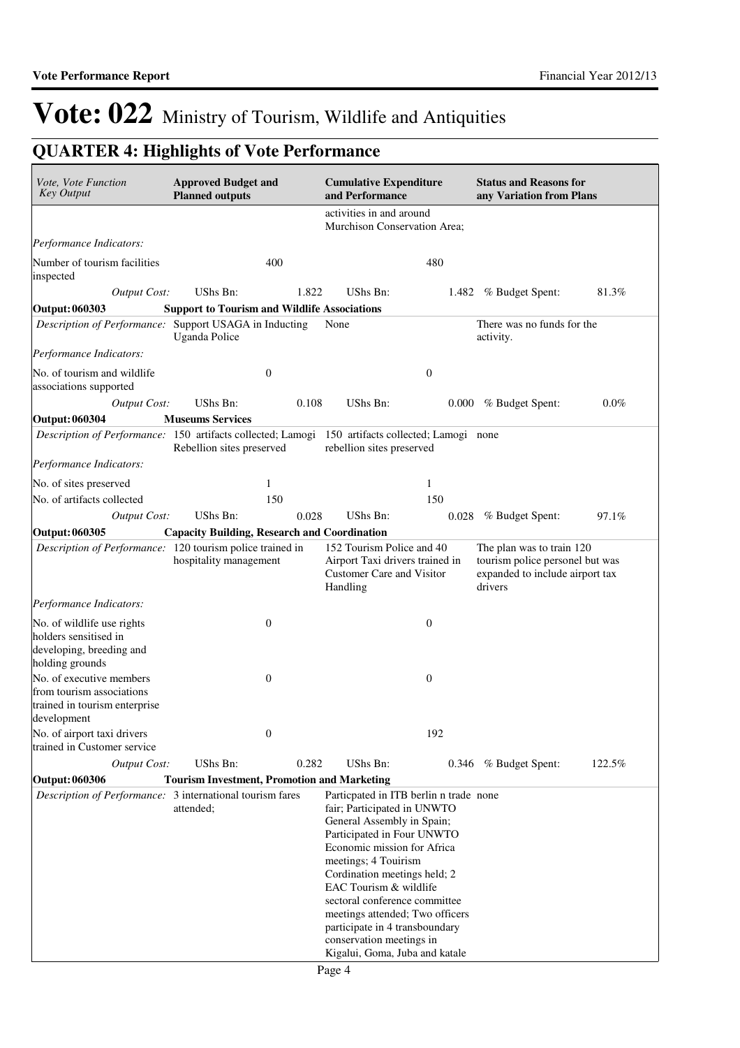# Vote: 022 Ministry of Tourism, Wildlife and Antiquities

## QUARTER 4: Highlights of Vote Performance

| *Vote, Vote Function Key Output* | **Approved Budget and Planned outputs** | | **Cumulative Expenditure and Performance** | | **Status and Reasons for any Variation from Plans** | |
|---|---|---|---|---|---|---|
| | | | activities in and around Murchison Conservation Area; | | | |
| *Performance Indicators:* | | | | | | |
| Number of tourism facilities inspected | | 400 | | 480 | | |
| *Output Cost:* | UShs Bn: | 1.822 | UShs Bn: | 1.482 | % Budget Spent: | 81.3% |
| **Output: 060303** | **Support to Tourism and Wildlife Associations** | | | | | |
| *Description of Performance:* | Support USAGA in Inducting Uganda Police | | None | | There was no funds for the activity. | |
| *Performance Indicators:* | | | | | | |
| No. of tourism and wildlife associations supported | | 0 | | 0 | | |
| *Output Cost:* | UShs Bn: | 0.108 | UShs Bn: | 0.000 | % Budget Spent: | 0.0% |
| **Output: 060304** | **Museums Services** | | | | | |
| *Description of Performance:* | 150 artifacts collected; Lamogi Rebellion sites preserved | | 150 artifacts collected; Lamogi rebellion sites preserved | | none | |
| *Performance Indicators:* | | | | | | |
| No. of sites preserved | | 1 | | 1 | | |
| No. of artifacts collected | | 150 | | 150 | | |
| *Output Cost:* | UShs Bn: | 0.028 | UShs Bn: | 0.028 | % Budget Spent: | 97.1% |
| **Output: 060305** | **Capacity Building, Research and Coordination** | | | | | |
| *Description of Performance:* | 120 tourism police trained in hospitality management | | 152 Tourism Police and 40 Airport Taxi drivers trained in Customer Care and Visitor Handling | | The plan was to train 120 tourism police personel but was expanded to include airport tax drivers | |
| *Performance Indicators:* | | | | | | |
| No. of wildlife use rights holders sensitised in developing, breeding and holding grounds | | 0 | | 0 | | |
| No. of executive members from tourism associations trained in tourism enterprise development | | 0 | | 0 | | |
| No. of airport taxi drivers trained in Customer service | | 0 | | 192 | | |
| *Output Cost:* | UShs Bn: | 0.282 | UShs Bn: | 0.346 | % Budget Spent: | 122.5% |
| **Output: 060306** | **Tourism Investment, Promotion and Marketing** | | | | | |
| *Description of Performance:* | 3 international tourism fares attended; | | Particpated in ITB berlin n trade fair; Participated in UNWTO General Assembly in Spain; Participated in Four UNWTO Economic mission for Africa meetings; 4 Touirism Cordination meetings held; 2 EAC Tourism & wildlife sectoral conference committee meetings attended; Two officers participate in 4 transboundary conservation meetings in Kigalui, Goma, Juba and katale | | none | |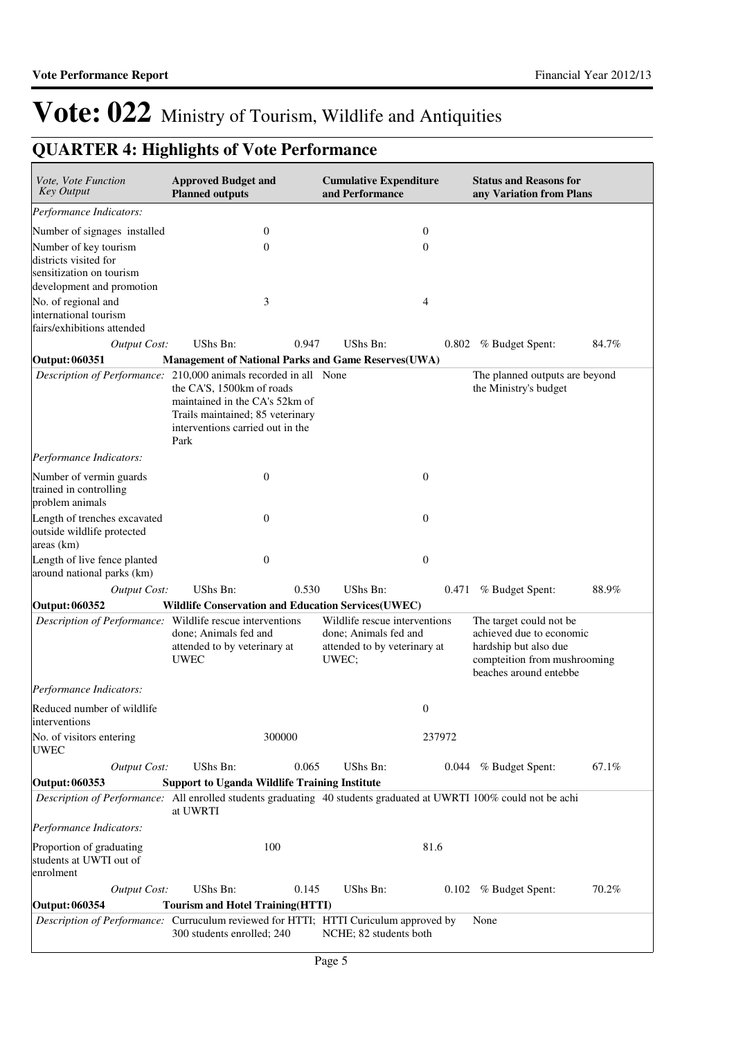# Vote: 022 Ministry of Tourism, Wildlife and Antiquities

## QUARTER 4: Highlights of Vote Performance

| *Vote, Vote Function Key Output* | **Approved Budget and Planned outputs** | | **Cumulative Expenditure and Performance** | | **Status and Reasons for any Variation from Plans** | |
|---|---|---|---|---|---|---|
| *Performance Indicators:* | | | | | | |
| Number of signages installed | | 0 | | 0 | | |
| Number of key tourism districts visited for sensitization on tourism development and promotion | | 0 | | 0 | | |
| No. of regional and international tourism fairs/exhibitions attended | | 3 | | 4 | | |
| *Output Cost:* | UShs Bn: | 0.947 | UShs Bn: | 0.802 | % Budget Spent: | 84.7% |
| **Output: 060351** | **Management of National Parks and Game Reserves(UWA)** | | | | | |
| *Description of Performance:* | 210,000 animals recorded in all the CA'S, 1500km of roads maintained in the CA's 52km of Trails maintained; 85 veterinary interventions carried out in the Park | | None | | The planned outputs are beyond the Ministry's budget | |
| *Performance Indicators:* | | | | | | |
| Number of vermin guards trained in controlling problem animals | | 0 | | 0 | | |
| Length of trenches excavated outside wildlife protected areas (km) | | 0 | | 0 | | |
| Length of live fence planted around national parks (km) | | 0 | | 0 | | |
| *Output Cost:* | UShs Bn: | 0.530 | UShs Bn: | 0.471 | % Budget Spent: | 88.9% |
| **Output: 060352** | **Wildlife Conservation and Education Services(UWEC)** | | | | | |
| *Description of Performance:* | Wildlife rescue interventions done; Animals fed and attended to by veterinary at UWEC | | Wildlife rescue interventions done; Animals fed and attended to by veterinary at UWEC; | | The target could not be achieved due to economic hardship but also due compteition from mushrooming beaches around entebbe | |
| *Performance Indicators:* | | | | | | |
| Reduced number of wildlife interventions | | | | 0 | | |
| No. of visitors entering UWEC | | 300000 | | 237972 | | |
| *Output Cost:* | UShs Bn: | 0.065 | UShs Bn: | 0.044 | % Budget Spent: | 67.1% |
| **Output: 060353** | **Support to Uganda Wildlife Training Institute** | | | | | |
| *Description of Performance:* | All enrolled students graduating at UWRTI | | 40 students graduated at UWRTI | | 100% could not be achi | |
| *Performance Indicators:* | | | | | | |
| Proportion of graduating students at UWTI out of enrolment | | 100 | | 81.6 | | |
| *Output Cost:* | UShs Bn: | 0.145 | UShs Bn: | 0.102 | % Budget Spent: | 70.2% |
| **Output: 060354** | **Tourism and Hotel Training(HTTI)** | | | | | |
| *Description of Performance:* | Curruculum reviewed for HTTI; 300 students enrolled; 240 | | HTTI Curiculum approved by NCHE; 82 students both | | None | |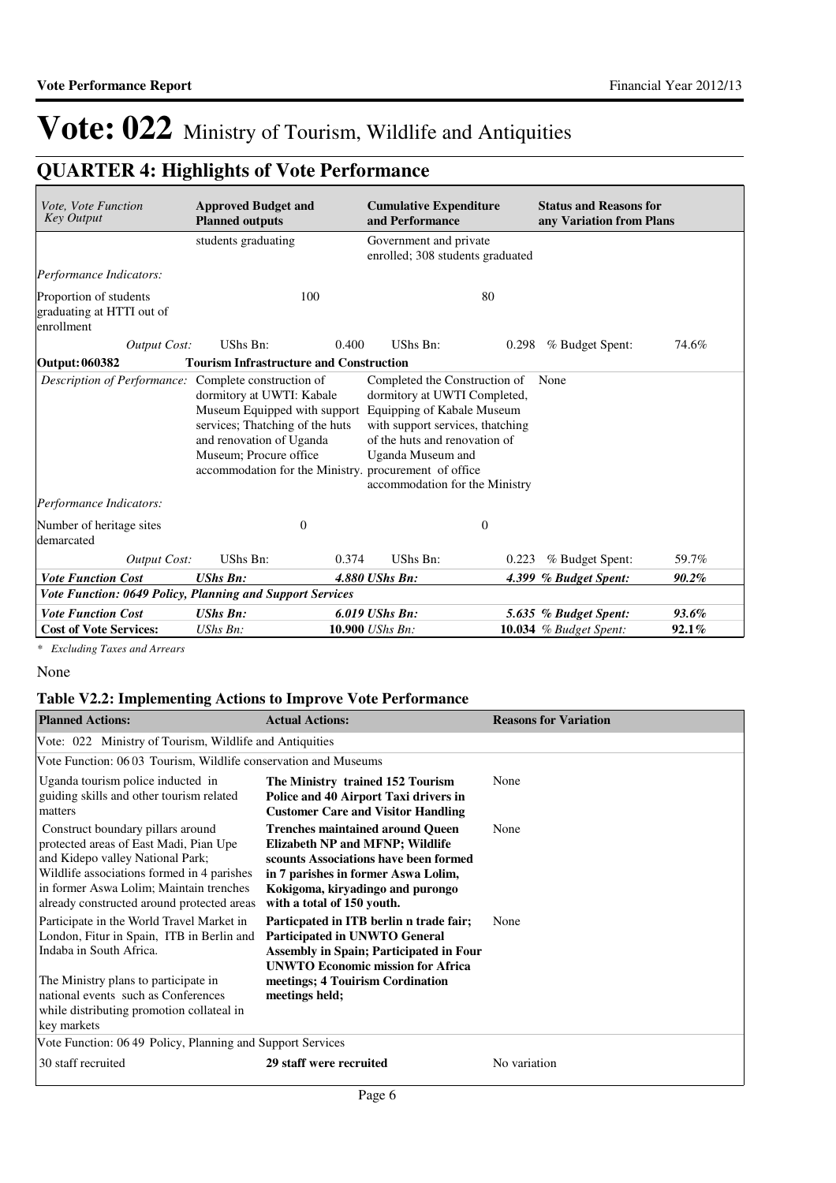# Vote: 022 Ministry of Tourism, Wildlife and Antiquities

## QUARTER 4: Highlights of Vote Performance

| *Vote, Vote Function Key Output* | **Approved Budget and Planned outputs** | | **Cumulative Expenditure and Performance** | | **Status and Reasons for any Variation from Plans** | |
|---|---|---|---|---|---|---|
| | students graduating | | Government and private enrolled; 308 students graduated | | | |
| *Performance Indicators:* | | | | | | |
| Proportion of students graduating at HTTI out of enrollment | | 100 | | 80 | | |
| *Output Cost:* | UShs Bn: | 0.400 | UShs Bn: | 0.298 | % Budget Spent: | 74.6% |
| **Output: 060382** | **Tourism Infrastructure and Construction** | | | | | |
| *Description of Performance:* | Complete construction of dormitory at UWTI: Kabale Museum Equipped with support services; Thatching of the huts and renovation of Uganda Museum; Procure office accommodation for the Ministry. | | Completed the Construction of dormitory at UWTI Completed, Equipping of Kabale Museum with support services, thatching of the huts and renovation of Uganda Museum and procurement of office accommodation for the Ministry | | None | |
| *Performance Indicators:* | | | | | | |
| Number of heritage sites demarcated | | 0 | | 0 | | |
| *Output Cost:* | UShs Bn: | 0.374 | UShs Bn: | 0.223 | % Budget Spent: | 59.7% |
| ***Vote Function Cost*** | ***UShs Bn:*** | | ***4.880 UShs Bn:*** | | ***4.399 % Budget Spent:*** | ***90.2%*** |
| ***Vote Function: 0649 Policy, Planning and Support Services*** | | | | | | |
| ***Vote Function Cost*** | ***UShs Bn:*** | | ***6.019 UShs Bn:*** | | ***5.635 % Budget Spent:*** | ***93.6%*** |
| **Cost of Vote Services:** | *UShs Bn:* | | **10.900** *UShs Bn:* | | **10.034** *% Budget Spent:* | **92.1%** |

*\* Excluding Taxes and Arrears*

None

### Table V2.2: Implementing Actions to Improve Vote Performance

| **Planned Actions:** | **Actual Actions:** | **Reasons for Variation** |
|---|---|---|
| Vote: 022 Ministry of Tourism, Wildlife and Antiquities | | |
| Vote Function: 06 03 Tourism, Wildlife conservation and Museums | | |
| Uganda tourism police inducted in guiding skills and other tourism related matters | **The Ministry trained 152 Tourism Police and 40 Airport Taxi drivers in Customer Care and Visitor Handling** | None |
| Construct boundary pillars around protected areas of East Madi, Pian Upe and Kidepo valley National Park; Wildlife associations formed in 4 parishes in former Aswa Lolim; Maintain trenches already constructed around protected areas | **Trenches maintained around Queen Elizabeth NP and MFNP; Wildlife scounts Associations have been formed in 7 parishes in former Aswa Lolim, Kokigoma, kiryadingo and purongo with a total of 150 youth.** | None |
| Participate in the World Travel Market in London, Fitur in Spain, ITB in Berlin and Indaba in South Africa.<br><br>The Ministry plans to participate in national events such as Conferences while distributing promotion collateal in key markets | **Particpated in ITB berlin n trade fair; Participated in UNWTO General Assembly in Spain; Participated in Four UNWTO Economic mission for Africa meetings; 4 Touirism Cordination meetings held;** | None |
| Vote Function: 06 49 Policy, Planning and Support Services | | |
| 30 staff recruited | **29 staff were recruited** | No variation |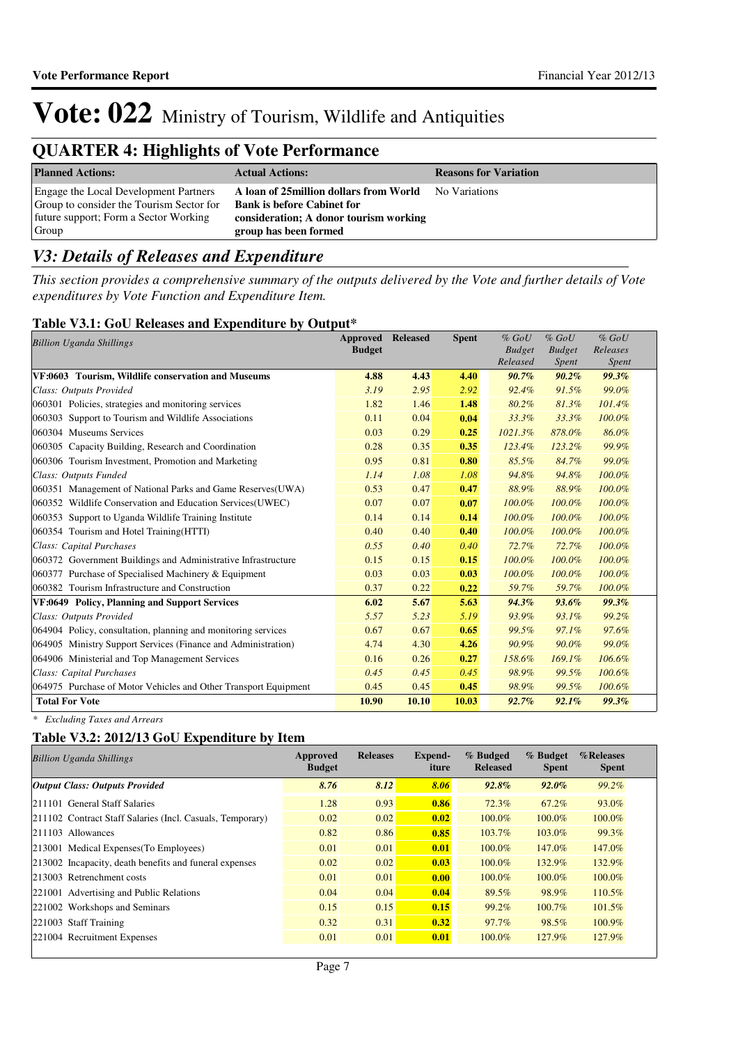# Vote: 022 Ministry of Tourism, Wildlife and Antiquities

## QUARTER 4: Highlights of Vote Performance

| Planned Actions: | Actual Actions: | Reasons for Variation |
|---|---|---|
| Engage the Local Development Partners Group to consider the Tourism Sector for future support; Form a Sector Working Group | **A loan of 25million dollars from World Bank is before Cabinet for consideration; A donor tourism working group has been formed** | No Variations |

## *V3: Details of Releases and Expenditure*

*This section provides a comprehensive summary of the outputs delivered by the Vote and further details of Vote expenditures by Vote Function and Expenditure Item.*

### Table V3.1: GoU Releases and Expenditure by Output*

| *Billion Uganda Shillings* | Approved Budget | Released | Spent | *% GoU Budget Released* | *% GoU Budget Spent* | *% GoU Releases Spent* |
|---|---|---|---|---|---|---|
| **VF:0603 Tourism, Wildlife conservation and Museums** | **4.88** | **4.43** | **4.40** | ***90.7%*** | ***90.2%*** | ***99.3%*** |
| *Class: Outputs Provided* | *3.19* | *2.95* | *2.92* | *92.4%* | *91.5%* | *99.0%* |
| 060301 Policies, strategies and monitoring services | 1.82 | 1.46 | **1.48** | *80.2%* | *81.3%* | *101.4%* |
| 060303 Support to Tourism and Wildlife Associations | 0.11 | 0.04 | **0.04** | *33.3%* | *33.3%* | *100.0%* |
| 060304 Museums Services | 0.03 | 0.29 | **0.25** | *1021.3%* | *878.0%* | *86.0%* |
| 060305 Capacity Building, Research and Coordination | 0.28 | 0.35 | **0.35** | *123.4%* | *123.2%* | *99.9%* |
| 060306 Tourism Investment, Promotion and Marketing | 0.95 | 0.81 | **0.80** | *85.5%* | *84.7%* | *99.0%* |
| *Class: Outputs Funded* | *1.14* | *1.08* | *1.08* | *94.8%* | *94.8%* | *100.0%* |
| 060351 Management of National Parks and Game Reserves(UWA) | 0.53 | 0.47 | **0.47** | *88.9%* | *88.9%* | *100.0%* |
| 060352 Wildlife Conservation and Education Services(UWEC) | 0.07 | 0.07 | **0.07** | *100.0%* | *100.0%* | *100.0%* |
| 060353 Support to Uganda Wildlife Training Institute | 0.14 | 0.14 | **0.14** | *100.0%* | *100.0%* | *100.0%* |
| 060354 Tourism and Hotel Training(HTTI) | 0.40 | 0.40 | **0.40** | *100.0%* | *100.0%* | *100.0%* |
| *Class: Capital Purchases* | *0.55* | *0.40* | *0.40* | *72.7%* | *72.7%* | *100.0%* |
| 060372 Government Buildings and Administrative Infrastructure | 0.15 | 0.15 | **0.15** | *100.0%* | *100.0%* | *100.0%* |
| 060377 Purchase of Specialised Machinery & Equipment | 0.03 | 0.03 | **0.03** | *100.0%* | *100.0%* | *100.0%* |
| 060382 Tourism Infrastructure and Construction | 0.37 | 0.22 | **0.22** | *59.7%* | *59.7%* | *100.0%* |
| **VF:0649 Policy, Planning and Support Services** | **6.02** | **5.67** | **5.63** | ***94.3%*** | ***93.6%*** | ***99.3%*** |
| *Class: Outputs Provided* | *5.57* | *5.23* | *5.19* | *93.9%* | *93.1%* | *99.2%* |
| 064904 Policy, consultation, planning and monitoring services | 0.67 | 0.67 | **0.65** | *99.5%* | *97.1%* | *97.6%* |
| 064905 Ministry Support Services (Finance and Administration) | 4.74 | 4.30 | **4.26** | *90.9%* | *90.0%* | *99.0%* |
| 064906 Ministerial and Top Management Services | 0.16 | 0.26 | **0.27** | *158.6%* | *169.1%* | *106.6%* |
| *Class: Capital Purchases* | *0.45* | *0.45* | *0.45* | *98.9%* | *99.5%* | *100.6%* |
| 064975 Purchase of Motor Vehicles and Other Transport Equipment | 0.45 | 0.45 | **0.45** | *98.9%* | *99.5%* | *100.6%* |
| **Total For Vote** | **10.90** | **10.10** | **10.03** | ***92.7%*** | ***92.1%*** | ***99.3%*** |

*\* Excluding Taxes and Arrears*

### Table V3.2: 2012/13 GoU Expenditure by Item

| *Billion Uganda Shillings* | Approved Budget | Releases | Expend-iture | % Budgeted Released | % Budget Spent | %Releases Spent |
|---|---|---|---|---|---|---|
| ***Output Class: Outputs Provided*** | ***8.76*** | ***8.12*** | ***8.06*** | ***92.8%*** | ***92.0%*** | *99.2%* |
| 211101 General Staff Salaries | 1.28 | 0.93 | **0.86** | 72.3% | 67.2% | 93.0% |
| 211102 Contract Staff Salaries (Incl. Casuals, Temporary) | 0.02 | 0.02 | **0.02** | 100.0% | 100.0% | 100.0% |
| 211103 Allowances | 0.82 | 0.86 | **0.85** | 103.7% | 103.0% | 99.3% |
| 213001 Medical Expenses(To Employees) | 0.01 | 0.01 | **0.01** | 100.0% | 147.0% | 147.0% |
| 213002 Incapacity, death benefits and funeral expenses | 0.02 | 0.02 | **0.03** | 100.0% | 132.9% | 132.9% |
| 213003 Retrenchment costs | 0.01 | 0.01 | **0.00** | 100.0% | 100.0% | 100.0% |
| 221001 Advertising and Public Relations | 0.04 | 0.04 | **0.04** | 89.5% | 98.9% | 110.5% |
| 221002 Workshops and Seminars | 0.15 | 0.15 | **0.15** | 99.2% | 100.7% | 101.5% |
| 221003 Staff Training | 0.32 | 0.31 | **0.32** | 97.7% | 98.5% | 100.9% |
| 221004 Recruitment Expenses | 0.01 | 0.01 | **0.01** | 100.0% | 127.9% | 127.9% |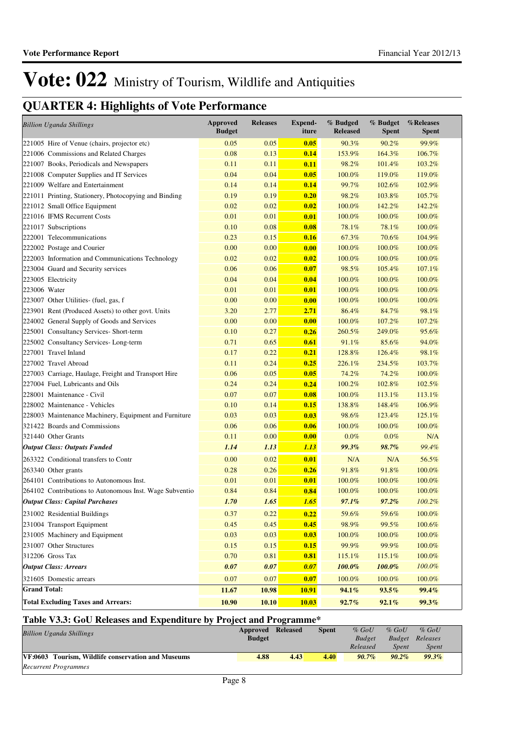# Vote: 022 Ministry of Tourism, Wildlife and Antiquities

## QUARTER 4: Highlights of Vote Performance

| *Billion Uganda Shillings* | Approved Budget | Releases | Expend-iture | % Budged Released | % Budget Spent | %Releases Spent |
|---|---|---|---|---|---|---|
| 221005 Hire of Venue (chairs, projector etc) | 0.05 | 0.05 | **0.05** | 90.3% | 90.2% | 99.9% |
| 221006 Commissions and Related Charges | 0.08 | 0.13 | **0.14** | 153.9% | 164.3% | 106.7% |
| 221007 Books, Periodicals and Newspapers | 0.11 | 0.11 | **0.11** | 98.2% | 101.4% | 103.2% |
| 221008 Computer Supplies and IT Services | 0.04 | 0.04 | **0.05** | 100.0% | 119.0% | 119.0% |
| 221009 Welfare and Entertainment | 0.14 | 0.14 | **0.14** | 99.7% | 102.6% | 102.9% |
| 221011 Printing, Stationery, Photocopying and Binding | 0.19 | 0.19 | **0.20** | 98.2% | 103.8% | 105.7% |
| 221012 Small Office Equipment | 0.02 | 0.02 | **0.02** | 100.0% | 142.2% | 142.2% |
| 221016 IFMS Recurrent Costs | 0.01 | 0.01 | **0.01** | 100.0% | 100.0% | 100.0% |
| 221017 Subscriptions | 0.10 | 0.08 | **0.08** | 78.1% | 78.1% | 100.0% |
| 222001 Telecommunications | 0.23 | 0.15 | **0.16** | 67.3% | 70.6% | 104.9% |
| 222002 Postage and Courier | 0.00 | 0.00 | **0.00** | 100.0% | 100.0% | 100.0% |
| 222003 Information and Communications Technology | 0.02 | 0.02 | **0.02** | 100.0% | 100.0% | 100.0% |
| 223004 Guard and Security services | 0.06 | 0.06 | **0.07** | 98.5% | 105.4% | 107.1% |
| 223005 Electricity | 0.04 | 0.04 | **0.04** | 100.0% | 100.0% | 100.0% |
| 223006 Water | 0.01 | 0.01 | **0.01** | 100.0% | 100.0% | 100.0% |
| 223007 Other Utilities- (fuel, gas, f | 0.00 | 0.00 | **0.00** | 100.0% | 100.0% | 100.0% |
| 223901 Rent (Produced Assets) to other govt. Units | 3.20 | 2.77 | **2.71** | 86.4% | 84.7% | 98.1% |
| 224002 General Supply of Goods and Services | 0.00 | 0.00 | **0.00** | 100.0% | 107.2% | 107.2% |
| 225001 Consultancy Services- Short-term | 0.10 | 0.27 | **0.26** | 260.5% | 249.0% | 95.6% |
| 225002 Consultancy Services- Long-term | 0.71 | 0.65 | **0.61** | 91.1% | 85.6% | 94.0% |
| 227001 Travel Inland | 0.17 | 0.22 | **0.21** | 128.8% | 126.4% | 98.1% |
| 227002 Travel Abroad | 0.11 | 0.24 | **0.25** | 226.1% | 234.5% | 103.7% |
| 227003 Carriage, Haulage, Freight and Transport Hire | 0.06 | 0.05 | **0.05** | 74.2% | 74.2% | 100.0% |
| 227004 Fuel, Lubricants and Oils | 0.24 | 0.24 | **0.24** | 100.2% | 102.8% | 102.5% |
| 228001 Maintenance - Civil | 0.07 | 0.07 | **0.08** | 100.0% | 113.1% | 113.1% |
| 228002 Maintenance - Vehicles | 0.10 | 0.14 | **0.15** | 138.8% | 148.4% | 106.9% |
| 228003 Maintenance Machinery, Equipment and Furniture | 0.03 | 0.03 | **0.03** | 98.6% | 123.4% | 125.1% |
| 321422 Boards and Commissions | 0.06 | 0.06 | **0.06** | 100.0% | 100.0% | 100.0% |
| 321440 Other Grants | 0.11 | 0.00 | **0.00** | 0.0% | 0.0% | N/A |
| ***Output Class: Outputs Funded*** | ***1.14*** | ***1.13*** | ***1.13*** | ***99.3%*** | ***98.7%*** | *99.4%* |
| 263322 Conditional transfers to Contr | 0.00 | 0.02 | **0.01** | N/A | N/A | 56.5% |
| 263340 Other grants | 0.28 | 0.26 | **0.26** | 91.8% | 91.8% | 100.0% |
| 264101 Contributions to Autonomous Inst. | 0.01 | 0.01 | **0.01** | 100.0% | 100.0% | 100.0% |
| 264102 Contributions to Autonomous Inst. Wage Subventio | 0.84 | 0.84 | **0.84** | 100.0% | 100.0% | 100.0% |
| ***Output Class: Capital Purchases*** | ***1.70*** | ***1.65*** | ***1.65*** | ***97.1%*** | ***97.2%*** | *100.2%* |
| 231002 Residential Buildings | 0.37 | 0.22 | **0.22** | 59.6% | 59.6% | 100.0% |
| 231004 Transport Equipment | 0.45 | 0.45 | **0.45** | 98.9% | 99.5% | 100.6% |
| 231005 Machinery and Equipment | 0.03 | 0.03 | **0.03** | 100.0% | 100.0% | 100.0% |
| 231007 Other Structures | 0.15 | 0.15 | **0.15** | 99.9% | 99.9% | 100.0% |
| 312206 Gross Tax | 0.70 | 0.81 | **0.81** | 115.1% | 115.1% | 100.0% |
| ***Output Class: Arrears*** | ***0.07*** | ***0.07*** | ***0.07*** | ***100.0%*** | ***100.0%*** | *100.0%* |
| 321605 Domestic arrears | 0.07 | 0.07 | **0.07** | 100.0% | 100.0% | 100.0% |
| **Grand Total:** | **11.67** | **10.98** | **10.91** | **94.1%** | **93.5%** | **99.4%** |
| **Total Excluding Taxes and Arrears:** | **10.90** | **10.10** | **10.03** | **92.7%** | **92.1%** | **99.3%** |

### Table V3.3: GoU Releases and Expenditure by Project and Programme*

| *Billion Uganda Shillings* | Approved Budget | Released | Spent | *% GoU Budget Released* | *% GoU Budget Spent* | *% GoU Releases Spent* |
|---|---|---|---|---|---|---|
| **VF:0603 Tourism, Wildlife conservation and Museums** | **4.88** | **4.43** | **4.40** | ***90.7%*** | ***90.2%*** | ***99.3%*** |
| *Recurrent Programmes* | | | | | | |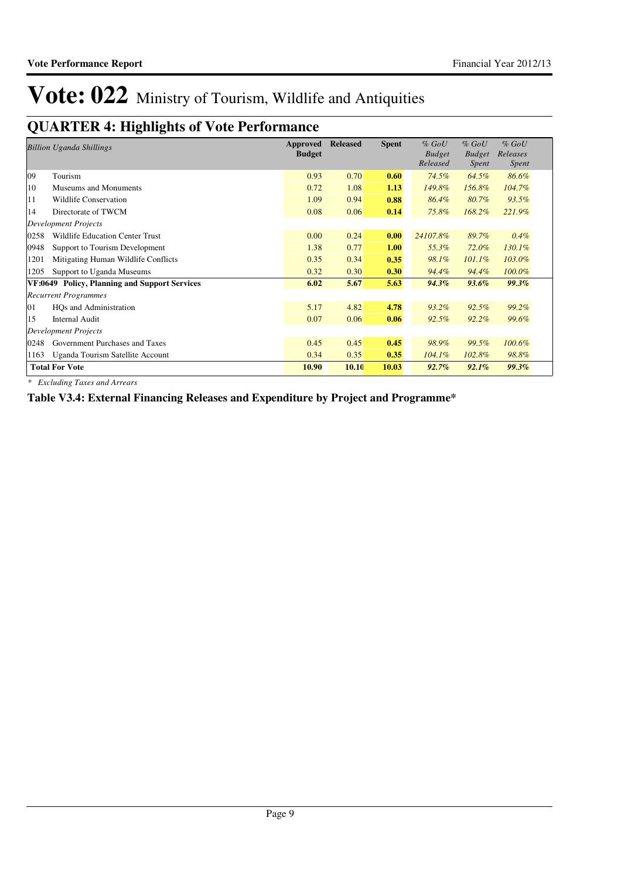# Vote: 022 Ministry of Tourism, Wildlife and Antiquities

## QUARTER 4: Highlights of Vote Performance

| *Billion Uganda Shillings* | | Approved Budget | Released | Spent | *% GoU Budget Released* | *% GoU Budget Spent* | *% GoU Releases Spent* |
|---|---|---|---|---|---|---|---|
| 09 | Tourism | 0.93 | 0.70 | **0.60** | *74.5%* | *64.5%* | *86.6%* |
| 10 | Museums and Monuments | 0.72 | 1.08 | **1.13** | *149.8%* | *156.8%* | *104.7%* |
| 11 | Wildlife Conservation | 1.09 | 0.94 | **0.88** | *86.4%* | *80.7%* | *93.5%* |
| 14 | Directorate of TWCM | 0.08 | 0.06 | **0.14** | *75.8%* | *168.2%* | *221.9%* |
| *Development Projects* | | | | | | | |
| 0258 | Wildlife Education Center Trust | 0.00 | 0.24 | **0.00** | *24107.8%* | *89.7%* | *0.4%* |
| 0948 | Support to Tourism Development | 1.38 | 0.77 | **1.00** | *55.3%* | *72.0%* | *130.1%* |
| 1201 | Mitigating Human Wildlife Conflicts | 0.35 | 0.34 | **0.35** | *98.1%* | *101.1%* | *103.0%* |
| 1205 | Support to Uganda Museums | 0.32 | 0.30 | **0.30** | *94.4%* | *94.4%* | *100.0%* |
| **VF:0649** | **Policy, Planning and Support Services** | **6.02** | **5.67** | **5.63** | ***94.3%*** | ***93.6%*** | ***99.3%*** |
| *Recurrent Programmes* | | | | | | | |
| 01 | HQs and Administration | 5.17 | 4.82 | **4.78** | *93.2%* | *92.5%* | *99.2%* |
| 15 | Internal Audit | 0.07 | 0.06 | **0.06** | *92.5%* | *92.2%* | *99.6%* |
| *Development Projects* | | | | | | | |
| 0248 | Government Purchases and Taxes | 0.45 | 0.45 | **0.45** | *98.9%* | *99.5%* | *100.6%* |
| 1163 | Uganda Tourism Satellite Account | 0.34 | 0.35 | **0.35** | *104.1%* | *102.8%* | *98.8%* |
| **Total For Vote** | | **10.90** | **10.10** | **10.03** | ***92.7%*** | ***92.1%*** | ***99.3%*** |

*\* Excluding Taxes and Arrears*

**Table V3.4: External Financing Releases and Expenditure by Project and Programme\***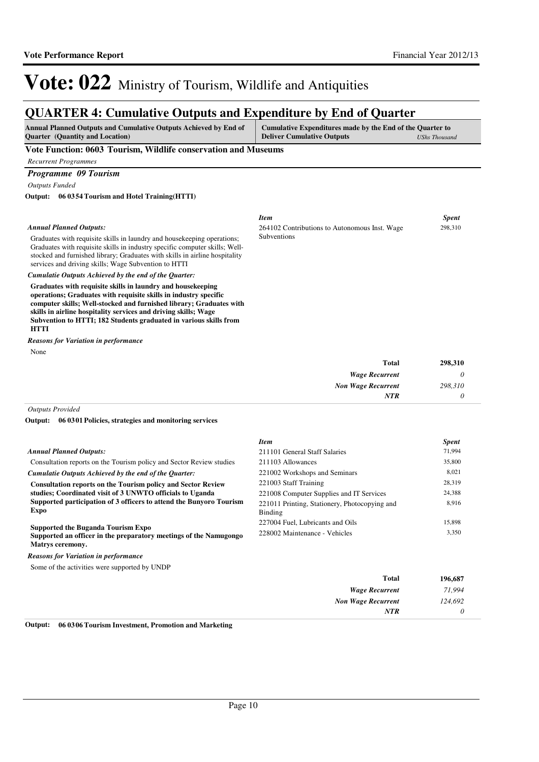# Vote: 022 Ministry of Tourism, Wildlife and Antiquities

## QUARTER 4: Cumulative Outputs and Expenditure by End of Quarter

| Annual Planned Outputs and Cumulative Outputs Achieved by End of Quarter (Quantity and Location) | Cumulative Expenditures made by the End of the Quarter to Deliver Cumulative Outputs *UShs Thousand* |
|---|---|

### Vote Function: 0603 Tourism, Wildlife conservation and Museums

*Recurrent Programmes*

### *Programme 09 Tourism*

*Outputs Funded*

**Output: 06 03 54 Tourism and Hotel Training(HTTI)**

*Annual Planned Outputs:*

Graduates with requisite skills in laundry and housekeeping operations; Graduates with requisite skills in industry specific computer skills; Well-stocked and furnished library; Graduates with skills in airline hospitality services and driving skills; Wage Subvention to HTTI

*Cumulatie Outputs Achieved by the end of the Quarter:*

**Graduates with requisite skills in laundry and housekeeping operations; Graduates with requisite skills in industry specific computer skills; Well-stocked and furnished library; Graduates with skills in airline hospitality services and driving skills; Wage Subvention to HTTI; 182 Students graduated in various skills from HTTI**

*Reasons for Variation in performance*

None

| *Item* | *Spent* |
|---|---|
| 264102 Contributions to Autonomous Inst. Wage Subventions | 298,310 |

| | |
|---|---|
| **Total** | **298,310** |
| *Wage Recurrent* | *0* |
| *Non Wage Recurrent* | *298,310* |
| *NTR* | *0* |

*Outputs Provided*

**Output: 06 03 01 Policies, strategies and monitoring services**

*Annual Planned Outputs:*

Consultation reports on the Tourism policy and Sector Review studies

*Cumulatie Outputs Achieved by the end of the Quarter:*

**Consultation reports on the Tourism policy and Sector Review studies; Coordinated visit of 3 UNWTO officials to Uganda
Supported participation of 3 officers to attend the Bunyoro Tourism Expo**

**Supported the Buganda Tourism Expo
Supported an officer in the preparatory meetings of the Namugongo Matrys ceremony.**

*Reasons for Variation in performance*

Some of the activities were supported by UNDP

| *Item* | *Spent* |
|---|---|
| 211101 General Staff Salaries | 71,994 |
| 211103 Allowances | 35,800 |
| 221002 Workshops and Seminars | 8,021 |
| 221003 Staff Training | 28,319 |
| 221008 Computer Supplies and IT Services | 24,388 |
| 221011 Printing, Stationery, Photocopying and Binding | 8,916 |
| 227004 Fuel, Lubricants and Oils | 15,898 |
| 228002 Maintenance - Vehicles | 3,350 |

| | |
|---|---|
| **Total** | **196,687** |
| *Wage Recurrent* | *71,994* |
| *Non Wage Recurrent* | *124,692* |
| *NTR* | *0* |

**Output: 06 03 06 Tourism Investment, Promotion and Marketing**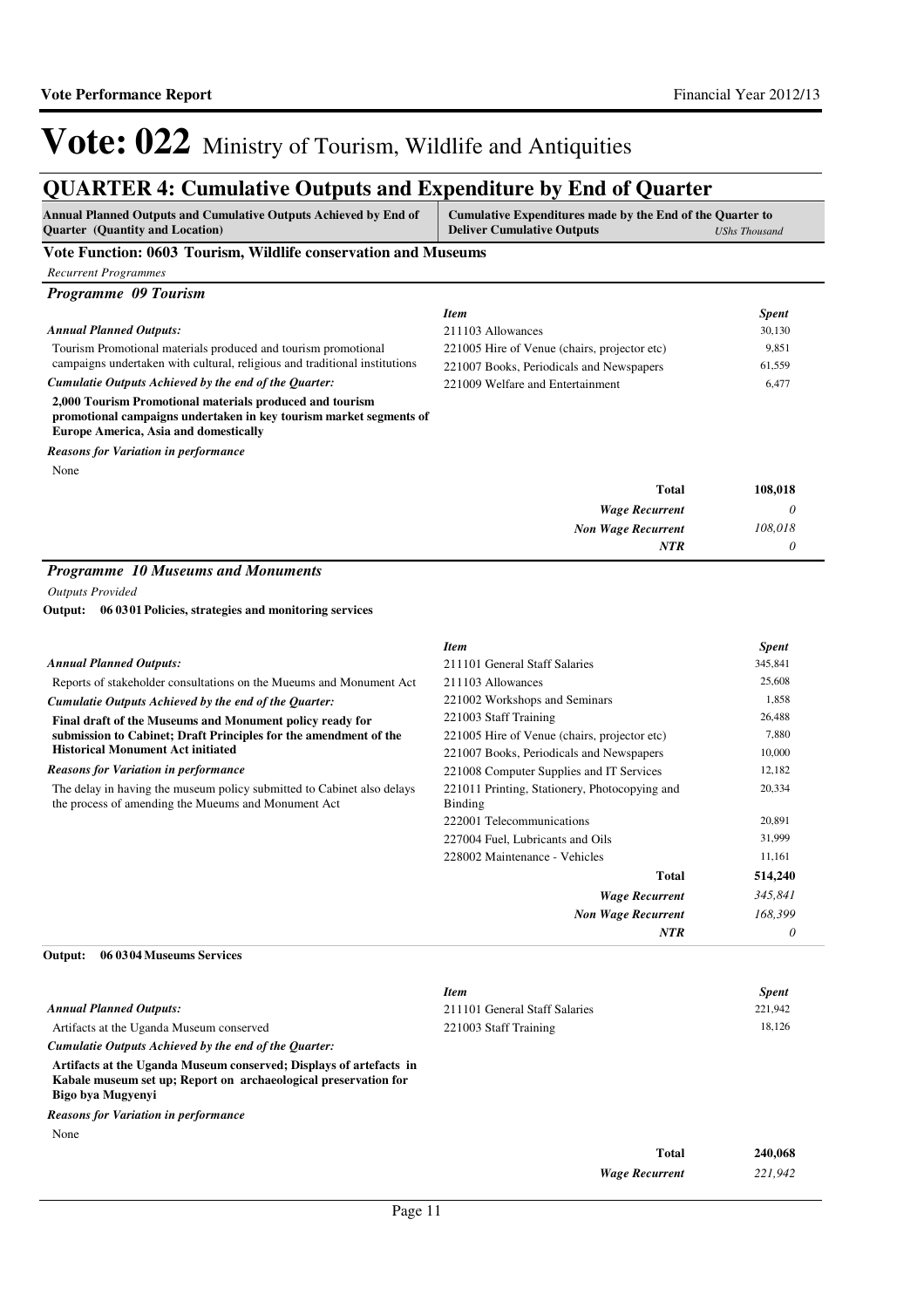# Vote: 022 Ministry of Tourism, Wildlife and Antiquities

## QUARTER 4: Cumulative Outputs and Expenditure by End of Quarter

| Annual Planned Outputs and Cumulative Outputs Achieved by End of Quarter (Quantity and Location) | Cumulative Expenditures made by the End of the Quarter to Deliver Cumulative Outputs | *UShs Thousand* |
|---|---|---|

### Vote Function: 0603 Tourism, Wildlife conservation and Museums

*Recurrent Programmes*

#### *Programme 09 Tourism*

*Annual Planned Outputs:*

Tourism Promotional materials produced and tourism promotional campaigns undertaken with cultural, religious and traditional institutions

*Cumulatie Outputs Achieved by the end of the Quarter:*

**2,000 Tourism Promotional materials produced and tourism promotional campaigns undertaken in key tourism market segments of Europe America, Asia and domestically**

*Reasons for Variation in performance*

None

| *Item* | *Spent* |
|---|---|
| 211103 Allowances | 30,130 |
| 221005 Hire of Venue (chairs, projector etc) | 9,851 |
| 221007 Books, Periodicals and Newspapers | 61,559 |
| 221009 Welfare and Entertainment | 6,477 |
| **Total** | **108,018** |
| *Wage Recurrent* | *0* |
| *Non Wage Recurrent* | *108,018* |
| *NTR* | *0* |

#### *Programme 10 Museums and Monuments*

*Outputs Provided*

**Output: 06 03 01 Policies, strategies and monitoring services**

*Annual Planned Outputs:*

Reports of stakeholder consultations on the Mueums and Monument Act

*Cumulatie Outputs Achieved by the end of the Quarter:*

**Final draft of the Museums and Monument policy ready for submission to Cabinet; Draft Principles for the amendment of the Historical Monument Act initiated**

*Reasons for Variation in performance*

The delay in having the museum policy submitted to Cabinet also delays the process of amending the Mueums and Monument Act

| *Item* | *Spent* |
|---|---|
| 211101 General Staff Salaries | 345,841 |
| 211103 Allowances | 25,608 |
| 221002 Workshops and Seminars | 1,858 |
| 221003 Staff Training | 26,488 |
| 221005 Hire of Venue (chairs, projector etc) | 7,880 |
| 221007 Books, Periodicals and Newspapers | 10,000 |
| 221008 Computer Supplies and IT Services | 12,182 |
| 221011 Printing, Stationery, Photocopying and Binding | 20,334 |
| 222001 Telecommunications | 20,891 |
| 227004 Fuel, Lubricants and Oils | 31,999 |
| 228002 Maintenance - Vehicles | 11,161 |
| **Total** | **514,240** |
| *Wage Recurrent* | *345,841* |
| *Non Wage Recurrent* | *168,399* |
| *NTR* | *0* |

**Output: 06 03 04 Museums Services**

*Annual Planned Outputs:*

Artifacts at the Uganda Museum conserved

*Cumulatie Outputs Achieved by the end of the Quarter:*

**Artifacts at the Uganda Museum conserved; Displays of artefacts in Kabale museum set up; Report on archaeological preservation for Bigo bya Mugyenyi**

*Reasons for Variation in performance*

None

| *Item* | *Spent* |
|---|---|
| 211101 General Staff Salaries | 221,942 |
| 221003 Staff Training | 18,126 |
| **Total** | **240,068** |
| *Wage Recurrent* | *221,942* |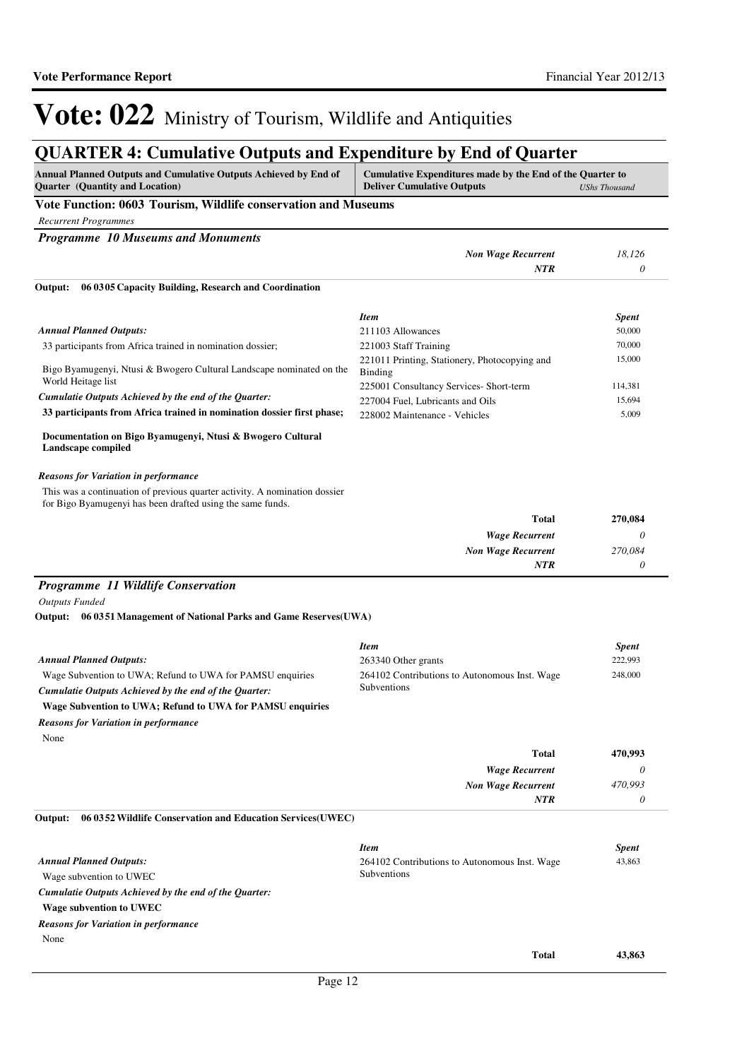# Vote: 022 Ministry of Tourism, Wildlife and Antiquities

## QUARTER 4: Cumulative Outputs and Expenditure by End of Quarter

| Annual Planned Outputs and Cumulative Outputs Achieved by End of Quarter (Quantity and Location) | Cumulative Expenditures made by the End of the Quarter to Deliver Cumulative Outputs | *UShs Thousand* |
|---|---|---|

### Vote Function: 0603 Tourism, Wildlife conservation and Museums

*Recurrent Programmes*

#### *Programme 10 Museums and Monuments*

| | |
|---|---|
| *Non Wage Recurrent* | *18,126* |
| *NTR* | *0* |

**Output: 06 0305 Capacity Building, Research and Coordination**

*Annual Planned Outputs:*

33 participants from Africa trained in nomination dossier;

Bigo Byamugenyi, Ntusi & Bwogero Cultural Landscape nominated on the World Heitage list

*Cumulatie Outputs Achieved by the end of the Quarter:*

**33 participants from Africa trained in nomination dossier first phase;**

**Documentation on Bigo Byamugenyi, Ntusi & Bwogero Cultural Landscape compiled**

*Reasons for Variation in performance*

This was a continuation of previous quarter activity. A nomination dossier for Bigo Byamugenyi has been drafted using the same funds.

| *Item* | *Spent* |
|---|---|
| 211103 Allowances | 50,000 |
| 221003 Staff Training | 70,000 |
| 221011 Printing, Stationery, Photocopying and Binding | 15,000 |
| 225001 Consultancy Services- Short-term | 114,381 |
| 227004 Fuel, Lubricants and Oils | 15,694 |
| 228002 Maintenance - Vehicles | 5,009 |
| **Total** | **270,084** |
| *Wage Recurrent* | *0* |
| *Non Wage Recurrent* | *270,084* |
| *NTR* | *0* |

#### *Programme 11 Wildlife Conservation*

*Outputs Funded*

**Output: 06 0351 Management of National Parks and Game Reserves(UWA)**

*Annual Planned Outputs:*

Wage Subvention to UWA; Refund to UWA for PAMSU enquiries

*Cumulatie Outputs Achieved by the end of the Quarter:*

**Wage Subvention to UWA; Refund to UWA for PAMSU enquiries**

*Reasons for Variation in performance*

None

| *Item* | *Spent* |
|---|---|
| 263340 Other grants | 222,993 |
| 264102 Contributions to Autonomous Inst. Wage Subventions | 248,000 |
| **Total** | **470,993** |
| *Wage Recurrent* | *0* |
| *Non Wage Recurrent* | *470,993* |
| *NTR* | *0* |

**Output: 06 0352 Wildlife Conservation and Education Services(UWEC)**

*Annual Planned Outputs:*

Wage subvention to UWEC

*Cumulatie Outputs Achieved by the end of the Quarter:*

**Wage subvention to UWEC**

*Reasons for Variation in performance*

None

| *Item* | *Spent* |
|---|---|
| 264102 Contributions to Autonomous Inst. Wage Subventions | 43,863 |
| **Total** | **43,863** |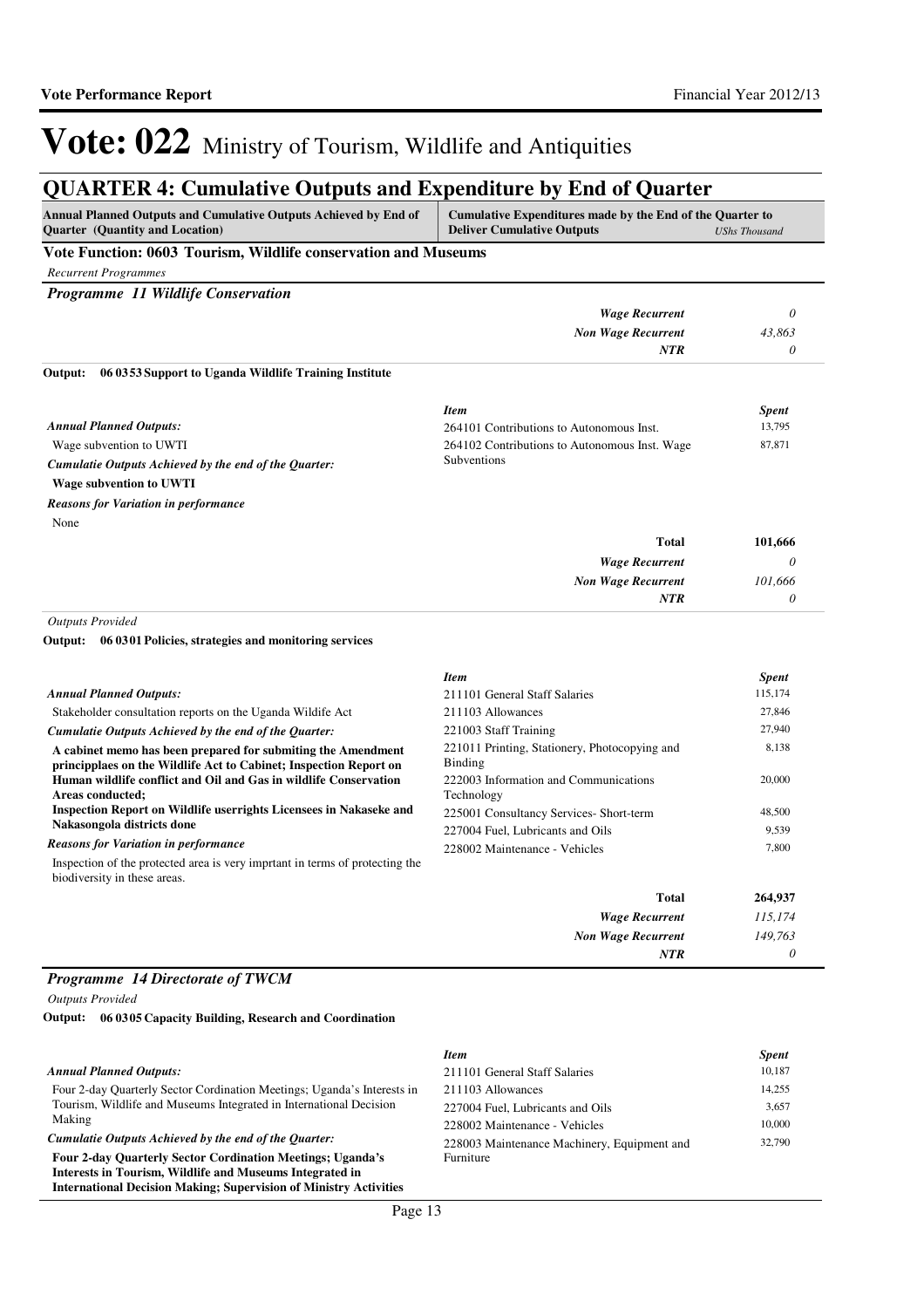# Vote: 022 Ministry of Tourism, Wildlife and Antiquities

## QUARTER 4: Cumulative Outputs and Expenditure by End of Quarter

| Annual Planned Outputs and Cumulative Outputs Achieved by End of Quarter (Quantity and Location) | Cumulative Expenditures made by the End of the Quarter to Deliver Cumulative Outputs | *UShs Thousand* |
|---|---|---|

### Vote Function: 0603 Tourism, Wildlife conservation and Museums

*Recurrent Programmes*

#### *Programme 11 Wildlife Conservation*

| | |
|---|---|
| ***Wage Recurrent*** | *0* |
| ***Non Wage Recurrent*** | *43,863* |
| ***NTR*** | *0* |

**Output: 06 0353 Support to Uganda Wildlife Training Institute**

*Annual Planned Outputs:*

Wage subvention to UWTI

*Cumulatie Outputs Achieved by the end of the Quarter:*

**Wage subvention to UWTI**

*Reasons for Variation in performance*

None

| *Item* | *Spent* |
|---|---|
| 264101 Contributions to Autonomous Inst. | 13,795 |
| 264102 Contributions to Autonomous Inst. Wage Subventions | 87,871 |
| **Total** | **101,666** |
| ***Wage Recurrent*** | *0* |
| ***Non Wage Recurrent*** | *101,666* |
| ***NTR*** | *0* |

*Outputs Provided*

**Output: 06 0301 Policies, strategies and monitoring services**

*Annual Planned Outputs:*

Stakeholder consultation reports on the Uganda Wildlife Act

*Cumulatie Outputs Achieved by the end of the Quarter:*

**A cabinet memo has been prepared for submiting the Amendment princpplaes on the Wildlife Act to Cabinet; Inspection Report on Human wildlife conflict and Oil and Gas in wildlife Conservation Areas conducted;**
**Inspection Report on Wildlife userrights Licensees in Nakaseke and Nakasongola districts done**

*Reasons for Variation in performance*

Inspection of the protected area is very imprtant in terms of protecting the biodiversity in these areas.

| *Item* | *Spent* |
|---|---|
| 211101 General Staff Salaries | 115,174 |
| 211103 Allowances | 27,846 |
| 221003 Staff Training | 27,940 |
| 221011 Printing, Stationery, Photocopying and Binding | 8,138 |
| 222003 Information and Communications Technology | 20,000 |
| 225001 Consultancy Services- Short-term | 48,500 |
| 227004 Fuel, Lubricants and Oils | 9,539 |
| 228002 Maintenance - Vehicles | 7,800 |
| **Total** | **264,937** |
| ***Wage Recurrent*** | *115,174* |
| ***Non Wage Recurrent*** | *149,763* |
| ***NTR*** | *0* |

#### *Programme 14 Directorate of TWCM*

*Outputs Provided*

**Output: 06 0305 Capacity Building, Research and Coordination**

*Annual Planned Outputs:*

Four 2-day Quarterly Sector Cordination Meetings; Uganda's Interests in Tourism, Wildlife and Museums Integrated in International Decision Making

*Cumulatie Outputs Achieved by the end of the Quarter:*

**Four 2-day Quarterly Sector Cordination Meetings; Uganda's Interests in Tourism, Wildlife and Museums Integrated in International Decision Making; Supervision of Ministry Activities**

| *Item* | *Spent* |
|---|---|
| 211101 General Staff Salaries | 10,187 |
| 211103 Allowances | 14,255 |
| 227004 Fuel, Lubricants and Oils | 3,657 |
| 228002 Maintenance - Vehicles | 10,000 |
| 228003 Maintenance Machinery, Equipment and Furniture | 32,790 |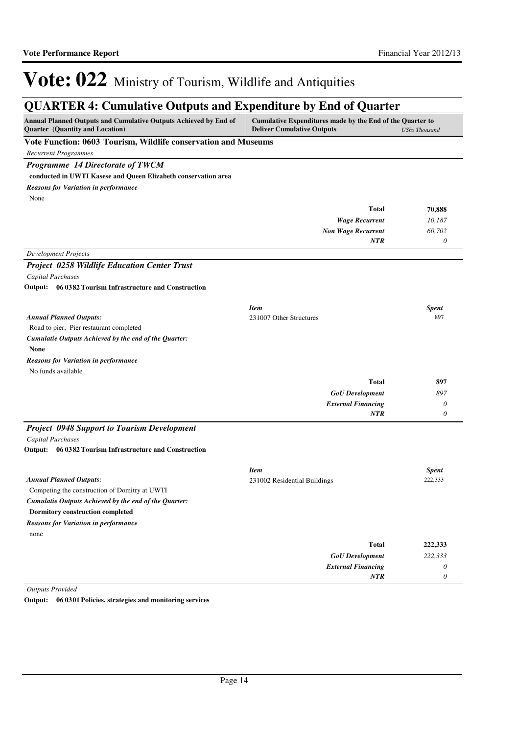# Vote: 022 Ministry of Tourism, Wildlife and Antiquities

## QUARTER 4: Cumulative Outputs and Expenditure by End of Quarter

| Annual Planned Outputs and Cumulative Outputs Achieved by End of Quarter (Quantity and Location) | Cumulative Expenditures made by the End of the Quarter to Deliver Cumulative Outputs | *UShs Thousand* |
|---|---|---|

**Vote Function: 0603 Tourism, Wildlife conservation and Museums**

*Recurrent Programmes*

### *Programme 14 Directorate of TWCM*

**conducted in UWTI Kasese and Queen Elizabeth conservation area**

***Reasons for Variation in performance***

None

| | | |
|---|---|---|
| | **Total** | **70,888** |
| | ***Wage Recurrent*** | *10,187* |
| | ***Non Wage Recurrent*** | *60,702* |
| | ***NTR*** | *0* |

*Development Projects*

### *Project 0258 Wildlife Education Center Trust*

*Capital Purchases*

**Output: 06 0382 Tourism Infrastructure and Construction**

| | *Item* | *Spent* |
|---|---|---|
| ***Annual Planned Outputs:*** Road to pier; Pier restaurant completed | 231007 Other Structures | 897 |

***Cumulatie Outputs Achieved by the end of the Quarter:***

**None**

***Reasons for Variation in performance***

No funds available

| | | |
|---|---|---|
| | **Total** | **897** |
| | ***GoU Development*** | *897* |
| | ***External Financing*** | *0* |
| | ***NTR*** | *0* |

### *Project 0948 Support to Tourism Development*

*Capital Purchases*

**Output: 06 0382 Tourism Infrastructure and Construction**

| | *Item* | *Spent* |
|---|---|---|
| ***Annual Planned Outputs:*** Competing the construction of Domitry at UWTI | 231002 Residential Buildings | 222,333 |

***Cumulatie Outputs Achieved by the end of the Quarter:***

**Dormitory construction completed**

***Reasons for Variation in performance***

none

| | | |
|---|---|---|
| | **Total** | **222,333** |
| | ***GoU Development*** | *222,333* |
| | ***External Financing*** | *0* |
| | ***NTR*** | *0* |

*Outputs Provided*

**Output: 06 0301 Policies, strategies and monitoring services**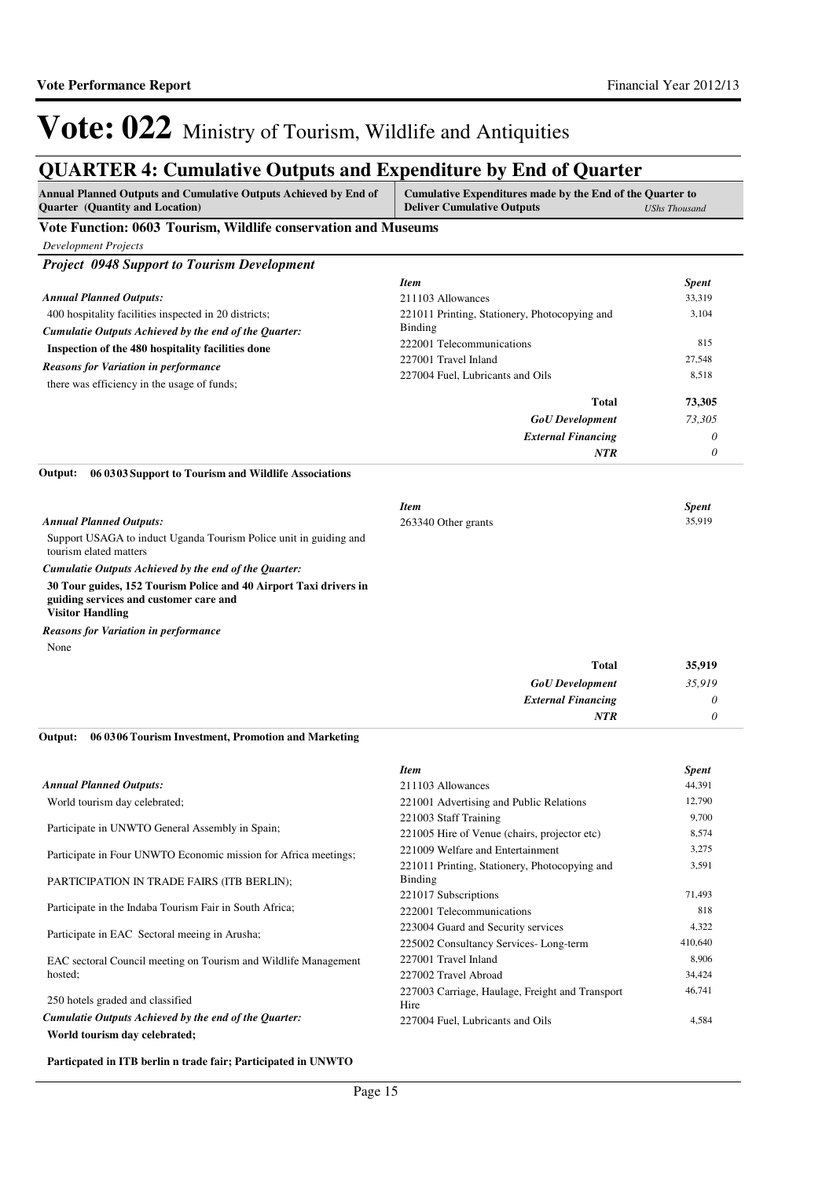# Vote: 022 Ministry of Tourism, Wildlife and Antiquities

## QUARTER 4: Cumulative Outputs and Expenditure by End of Quarter

| Annual Planned Outputs and Cumulative Outputs Achieved by End of Quarter (Quantity and Location) | Cumulative Expenditures made by the End of the Quarter to Deliver Cumulative Outputs | *UShs Thousand* |
|---|---|---|

### Vote Function: 0603 Tourism, Wildlife conservation and Museums

*Development Projects*

#### *Project 0948 Support to Tourism Development*

*Annual Planned Outputs:*

400 hospitality facilities inspected in 20 districts;

*Cumulatie Outputs Achieved by the end of the Quarter:*

**Inspection of the 480 hospitality facilities done**

*Reasons for Variation in performance*

there was efficiency in the usage of funds;

| *Item* | *Spent* |
|---|---|
| 211103 Allowances | 33,319 |
| 221011 Printing, Stationery, Photocopying and Binding | 3,104 |
| 222001 Telecommunications | 815 |
| 227001 Travel Inland | 27,548 |
| 227004 Fuel, Lubricants and Oils | 8,518 |
| **Total** | **73,305** |
| ***GoU Development*** | *73,305* |
| ***External Financing*** | *0* |
| ***NTR*** | *0* |

**Output: 06 03 03 Support to Tourism and Wildlife Associations**

*Annual Planned Outputs:*

Support USAGA to induct Uganda Tourism Police unit in guiding and tourism elated matters

*Cumulatie Outputs Achieved by the end of the Quarter:*

**30 Tour guides, 152 Tourism Police and 40 Airport Taxi drivers in guiding services and customer care and Visitor Handling**

*Reasons for Variation in performance*

None

| *Item* | *Spent* |
|---|---|
| 263340 Other grants | 35,919 |
| **Total** | **35,919** |
| ***GoU Development*** | *35,919* |
| ***External Financing*** | *0* |
| ***NTR*** | *0* |

**Output: 06 03 06 Tourism Investment, Promotion and Marketing**

*Annual Planned Outputs:*

World tourism day celebrated;

Participate in UNWTO General Assembly in Spain;

Participate in Four UNWTO Economic mission for Africa meetings;

PARTICIPATION IN TRADE FAIRS (ITB BERLIN);

Participate in the Indaba Tourism Fair in South Africa;

Participate in EAC Sectoral meeing in Arusha;

EAC sectoral Council meeting on Tourism and Wildlife Management hosted;

250 hotels graded and classified

*Cumulatie Outputs Achieved by the end of the Quarter:*

**World tourism day celebrated;**

**Particpated in ITB berlin n trade fair; Participated in UNWTO**

| *Item* | *Spent* |
|---|---|
| 211103 Allowances | 44,391 |
| 221001 Advertising and Public Relations | 12,790 |
| 221003 Staff Training | 9,700 |
| 221005 Hire of Venue (chairs, projector etc) | 8,574 |
| 221009 Welfare and Entertainment | 3,275 |
| 221011 Printing, Stationery, Photocopying and Binding | 3,591 |
| 221017 Subscriptions | 71,493 |
| 222001 Telecommunications | 818 |
| 223004 Guard and Security services | 4,322 |
| 225002 Consultancy Services- Long-term | 410,640 |
| 227001 Travel Inland | 8,906 |
| 227002 Travel Abroad | 34,424 |
| 227003 Carriage, Haulage, Freight and Transport Hire | 46,741 |
| 227004 Fuel, Lubricants and Oils | 4,584 |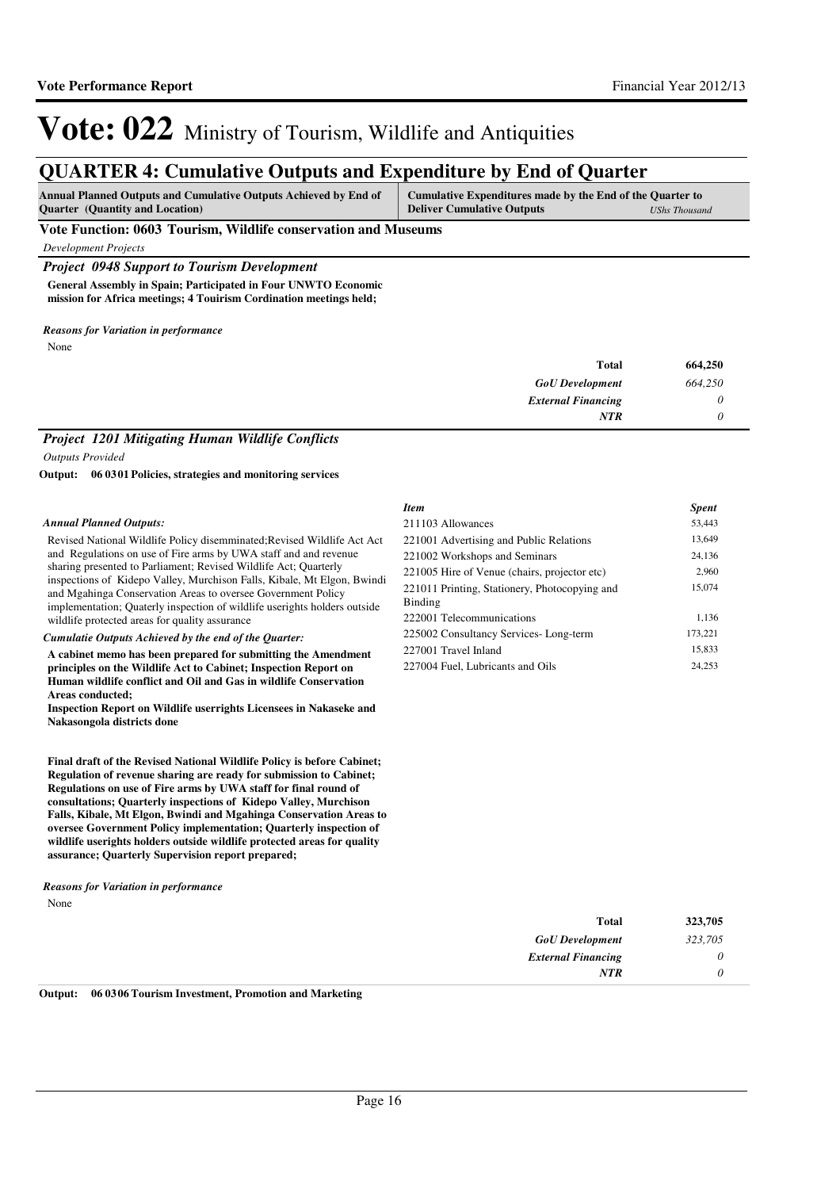# Vote: 022 Ministry of Tourism, Wildlife and Antiquities

## QUARTER 4: Cumulative Outputs and Expenditure by End of Quarter

| Annual Planned Outputs and Cumulative Outputs Achieved by End of Quarter (Quantity and Location) | Cumulative Expenditures made by the End of the Quarter to Deliver Cumulative Outputs *UShs Thousand* |
|---|---|

### Vote Function: 0603 Tourism, Wildlife conservation and Museums

*Development Projects*

#### *Project 0948 Support to Tourism Development*

**General Assembly in Spain; Participated in Four UNWTO Economic mission for Africa meetings; 4 Touirism Cordination meetings held;**

***Reasons for Variation in performance***

None

| | |
|---|---|
| **Total** | **664,250** |
| ***GoU Development*** | *664,250* |
| ***External Financing*** | *0* |
| ***NTR*** | *0* |

#### *Project 1201 Mitigating Human Wildlife Conflicts*

*Outputs Provided*

**Output: 06 0301 Policies, strategies and monitoring services**

***Annual Planned Outputs:***

Revised National Wildlife Policy disemminated;Revised Wildlife Act Act and Regulations on use of Fire arms by UWA staff and and revenue sharing presented to Parliament; Revised Wildlife Act; Quarterly inspections of Kidepo Valley, Murchison Falls, Kibale, Mt Elgon, Bwindi and Mgahinga Conservation Areas to oversee Government Policy implementation; Quaterly inspection of wildlife userights holders outside wildlife protected areas for quality assurance

***Cumulatie Outputs Achieved by the end of the Quarter:***

**A cabinet memo has been prepared for submitting the Amendment principles on the Wildlife Act to Cabinet; Inspection Report on Human wildlife conflict and Oil and Gas in wildlife Conservation Areas conducted;**
**Inspection Report on Wildlife userrights Licensees in Nakaseke and Nakasongola districts done**

**Final draft of the Revised National Wildlife Policy is before Cabinet; Regulation of revenue sharing are ready for submission to Cabinet; Regulations on use of Fire arms by UWA staff for final round of consultations; Quarterly inspections of Kidepo Valley, Murchison Falls, Kibale, Mt Elgon, Bwindi and Mgahinga Conservation Areas to oversee Government Policy implementation; Quarterly inspection of wildlife userights holders outside wildlife protected areas for quality assurance; Quarterly Supervision report prepared;**

| *Item* | *Spent* |
|---|---|
| 211103 Allowances | 53,443 |
| 221001 Advertising and Public Relations | 13,649 |
| 221002 Workshops and Seminars | 24,136 |
| 221005 Hire of Venue (chairs, projector etc) | 2,960 |
| 221011 Printing, Stationery, Photocopying and Binding | 15,074 |
| 222001 Telecommunications | 1,136 |
| 225002 Consultancy Services- Long-term | 173,221 |
| 227001 Travel Inland | 15,833 |
| 227004 Fuel, Lubricants and Oils | 24,253 |

***Reasons for Variation in performance***

None

| | |
|---|---|
| **Total** | **323,705** |
| ***GoU Development*** | *323,705* |
| ***External Financing*** | *0* |
| ***NTR*** | *0* |

**Output: 06 0306 Tourism Investment, Promotion and Marketing**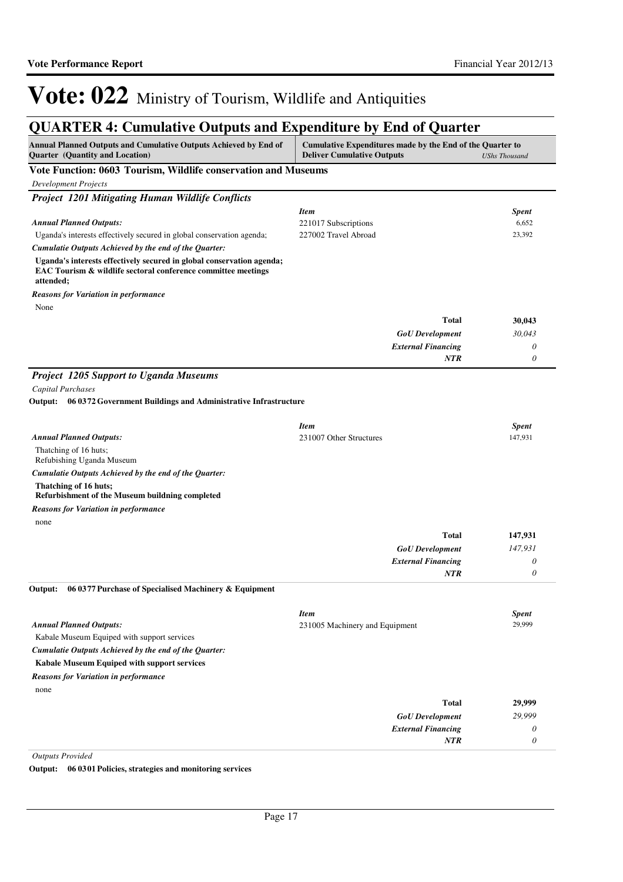# Vote: 022 Ministry of Tourism, Wildlife and Antiquities

## QUARTER 4: Cumulative Outputs and Expenditure by End of Quarter

| Annual Planned Outputs and Cumulative Outputs Achieved by End of Quarter (Quantity and Location) | Cumulative Expenditures made by the End of the Quarter to Deliver Cumulative Outputs | *UShs Thousand* |
|---|---|---|

### Vote Function: 0603 Tourism, Wildlife conservation and Museums

*Development Projects*

### *Project 1201 Mitigating Human Wildlife Conflicts*

***Annual Planned Outputs:***

Uganda's interests effectively secured in global conservation agenda;

***Cumulatie Outputs Achieved by the end of the Quarter:***

**Uganda's interests effectively secured in global conservation agenda; EAC Tourism & wildlife sectoral conference committee meetings attended;**

***Reasons for Variation in performance***

None

| *Item* | *Spent* |
|---|---|
| 221017 Subscriptions | 6,652 |
| 227002 Travel Abroad | 23,392 |
| **Total** | **30,043** |
| *GoU Development* | *30,043* |
| *External Financing* | *0* |
| *NTR* | *0* |

### *Project 1205 Support to Uganda Museums*

*Capital Purchases*

**Output: 06 0372 Government Buildings and Administrative Infrastructure**

***Annual Planned Outputs:***

Thatching of 16 huts;
Refubishing Uganda Museum

***Cumulatie Outputs Achieved by the end of the Quarter:***

**Thatching of 16 huts;**
**Refurbishment of the Museum buildning completed**

***Reasons for Variation in performance***

none

| *Item* | *Spent* |
|---|---|
| 231007 Other Structures | 147,931 |
| **Total** | **147,931** |
| *GoU Development* | *147,931* |
| *External Financing* | *0* |
| *NTR* | *0* |

**Output: 06 0377 Purchase of Specialised Machinery & Equipment**

***Annual Planned Outputs:***

Kabale Museum Equiped with support services

***Cumulatie Outputs Achieved by the end of the Quarter:***

**Kabale Museum Equiped with support services**

***Reasons for Variation in performance***

none

| *Item* | *Spent* |
|---|---|
| 231005 Machinery and Equipment | 29,999 |
| **Total** | **29,999** |
| *GoU Development* | *29,999* |
| *External Financing* | *0* |
| *NTR* | *0* |

*Outputs Provided*

**Output: 06 0301 Policies, strategies and monitoring services**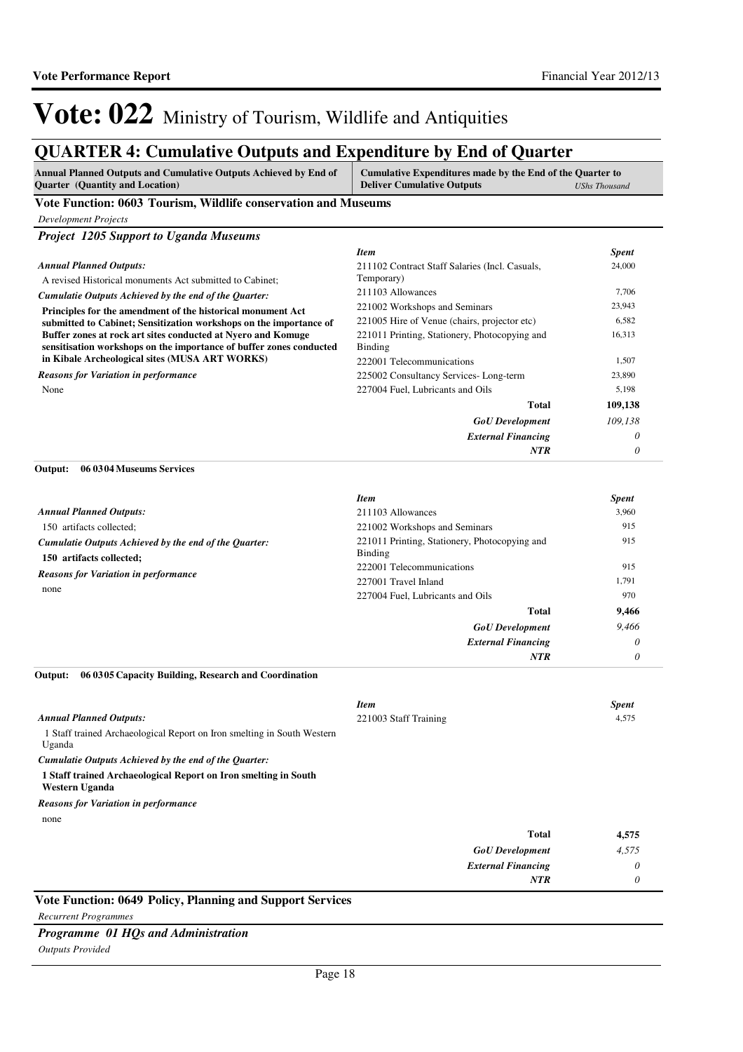# Vote: 022 Ministry of Tourism, Wildlife and Antiquities

## QUARTER 4: Cumulative Outputs and Expenditure by End of Quarter

| Annual Planned Outputs and Cumulative Outputs Achieved by End of Quarter (Quantity and Location) | Cumulative Expenditures made by the End of the Quarter to Deliver Cumulative Outputs *UShs Thousand* |
|---|---|

### Vote Function: 0603 Tourism, Wildlife conservation and Museums

*Development Projects*

#### *Project 1205 Support to Uganda Museums*

***Annual Planned Outputs:***

A revised Historical monuments Act submitted to Cabinet;

***Cumulatie Outputs Achieved by the end of the Quarter:***

**Principles for the amendment of the historical monument Act submitted to Cabinet; Sensitization workshops on the importance of Buffer zones at rock art sites conducted at Nyero and Komuge sensitisation workshops on the importance of buffer zones conducted in Kibale Archeological sites (MUSA ART WORKS)**

***Reasons for Variation in performance***

None

| *Item* | *Spent* |
|---|---|
| 211102 Contract Staff Salaries (Incl. Casuals, Temporary) | 24,000 |
| 211103 Allowances | 7,706 |
| 221002 Workshops and Seminars | 23,943 |
| 221005 Hire of Venue (chairs, projector etc) | 6,582 |
| 221011 Printing, Stationery, Photocopying and Binding | 16,313 |
| 222001 Telecommunications | 1,507 |
| 225002 Consultancy Services- Long-term | 23,890 |
| 227004 Fuel, Lubricants and Oils | 5,198 |
| **Total** | **109,138** |
| ***GoU Development*** | *109,138* |
| ***External Financing*** | *0* |
| ***NTR*** | *0* |

**Output: 06 03 04 Museums Services**

***Annual Planned Outputs:***

150 artifacts collected;

***Cumulatie Outputs Achieved by the end of the Quarter:***

**150 artifacts collected;**

***Reasons for Variation in performance***

none

| *Item* | *Spent* |
|---|---|
| 211103 Allowances | 3,960 |
| 221002 Workshops and Seminars | 915 |
| 221011 Printing, Stationery, Photocopying and Binding | 915 |
| 222001 Telecommunications | 915 |
| 227001 Travel Inland | 1,791 |
| 227004 Fuel, Lubricants and Oils | 970 |
| **Total** | **9,466** |
| ***GoU Development*** | *9,466* |
| ***External Financing*** | *0* |
| ***NTR*** | *0* |

**Output: 06 03 05 Capacity Building, Research and Coordination**

***Annual Planned Outputs:***

1 Staff trained Archaeological Report on Iron smelting in South Western Uganda

***Cumulatie Outputs Achieved by the end of the Quarter:***

**1 Staff trained Archaeological Report on Iron smelting in South Western Uganda**

***Reasons for Variation in performance***

none

| *Item* | *Spent* |
|---|---|
| 221003 Staff Training | 4,575 |
| **Total** | **4,575** |
| ***GoU Development*** | *4,575* |
| ***External Financing*** | *0* |
| ***NTR*** | *0* |

### Vote Function: 0649 Policy, Planning and Support Services

*Recurrent Programmes*

#### *Programme 01 HQs and Administration*

*Outputs Provided*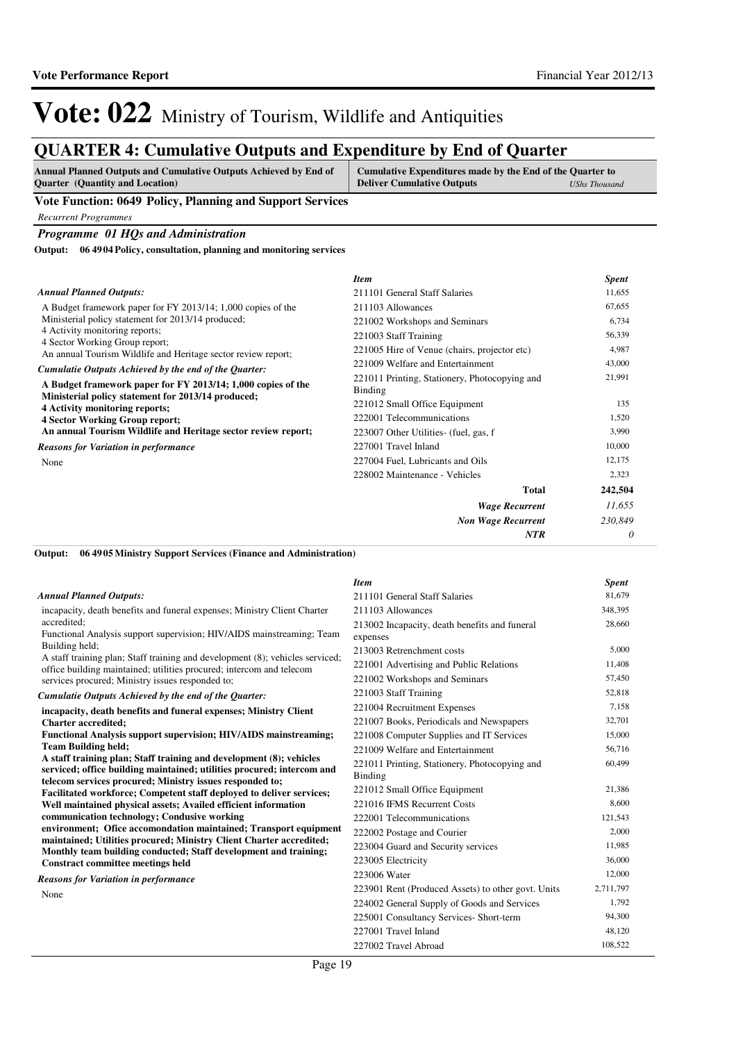# Vote: 022 Ministry of Tourism, Wildlife and Antiquities

## QUARTER 4: Cumulative Outputs and Expenditure by End of Quarter

| Annual Planned Outputs and Cumulative Outputs Achieved by End of Quarter (Quantity and Location) | Cumulative Expenditures made by the End of the Quarter to Deliver Cumulative Outputs *UShs Thousand* |
|---|---|

### Vote Function: 0649 Policy, Planning and Support Services

*Recurrent Programmes*

***Programme 01 HQs and Administration***

**Output: 06 49 04 Policy, consultation, planning and monitoring services**

*Annual Planned Outputs:*

A Budget framework paper for FY 2013/14; 1,000 copies of the Ministerial policy statement for 2013/14 produced;
4 Activity monitoring reports;
4 Sector Working Group report;
An annual Tourism Wildlife and Heritage sector review report;

*Cumulatie Outputs Achieved by the end of the Quarter:*

**A Budget framework paper for FY 2013/14; 1,000 copies of the Ministerial policy statement for 2013/14 produced;**
**4 Activity monitoring reports;**
**4 Sector Working Group report;**
**An annual Tourism Wildlife and Heritage sector review report;**

*Reasons for Variation in performance*

None

| *Item* | *Spent* |
|---|---|
| 211101 General Staff Salaries | 11,655 |
| 211103 Allowances | 67,655 |
| 221002 Workshops and Seminars | 6,734 |
| 221003 Staff Training | 56,339 |
| 221005 Hire of Venue (chairs, projector etc) | 4,987 |
| 221009 Welfare and Entertainment | 43,000 |
| 221011 Printing, Stationery, Photocopying and Binding | 21,991 |
| 221012 Small Office Equipment | 135 |
| 222001 Telecommunications | 1,520 |
| 223007 Other Utilities- (fuel, gas, f | 3,990 |
| 227001 Travel Inland | 10,000 |
| 227004 Fuel, Lubricants and Oils | 12,175 |
| 228002 Maintenance - Vehicles | 2,323 |
| **Total** | **242,504** |
| ***Wage Recurrent*** | *11,655* |
| ***Non Wage Recurrent*** | *230,849* |
| ***NTR*** | *0* |

**Output: 06 49 05 Ministry Support Services (Finance and Administration)**

*Annual Planned Outputs:*

incapacity, death benefits and funeral expenses; Ministry Client Charter accredited;
Functional Analysis support supervision; HIV/AIDS mainstreaming; Team Building held;
A staff training plan; Staff training and development (8); vehicles serviced; office building maintained; utilities procured; intercom and telecom services procured; Ministry issues responded to;

*Cumulatie Outputs Achieved by the end of the Quarter:*

**incapacity, death benefits and funeral expenses; Ministry Client Charter accredited;**
**Functional Analysis support supervision; HIV/AIDS mainstreaming; Team Building held;**
**A staff training plan; Staff training and development (8); vehicles serviced; office building maintained; utilities procured; intercom and telecom services procured; Ministry issues responded to;**
**Facilitated workforce; Competent staff deployed to deliver services; Well maintained physical assets; Availed efficient information communication technology; Condusive working environment; Ofice accomondation maintained; Transport equipment maintained; Utilities procured; Ministry Client Charter accredited; Monthly team building conducted; Staff development and training; Constract committee meetings held**

*Reasons for Variation in performance*

None

| *Item* | *Spent* |
|---|---|
| 211101 General Staff Salaries | 81,679 |
| 211103 Allowances | 348,395 |
| 213002 Incapacity, death benefits and funeral expenses | 28,660 |
| 213003 Retrenchment costs | 5,000 |
| 221001 Advertising and Public Relations | 11,408 |
| 221002 Workshops and Seminars | 57,450 |
| 221003 Staff Training | 52,818 |
| 221004 Recruitment Expenses | 7,158 |
| 221007 Books, Periodicals and Newspapers | 32,701 |
| 221008 Computer Supplies and IT Services | 15,000 |
| 221009 Welfare and Entertainment | 56,716 |
| 221011 Printing, Stationery, Photocopying and Binding | 60,499 |
| 221012 Small Office Equipment | 21,386 |
| 221016 IFMS Recurrent Costs | 8,600 |
| 222001 Telecommunications | 121,543 |
| 222002 Postage and Courier | 2,000 |
| 223004 Guard and Security services | 11,985 |
| 223005 Electricity | 36,000 |
| 223006 Water | 12,000 |
| 223901 Rent (Produced Assets) to other govt. Units | 2,711,797 |
| 224002 General Supply of Goods and Services | 1,792 |
| 225001 Consultancy Services- Short-term | 94,300 |
| 227001 Travel Inland | 48,120 |
| 227002 Travel Abroad | 108,522 |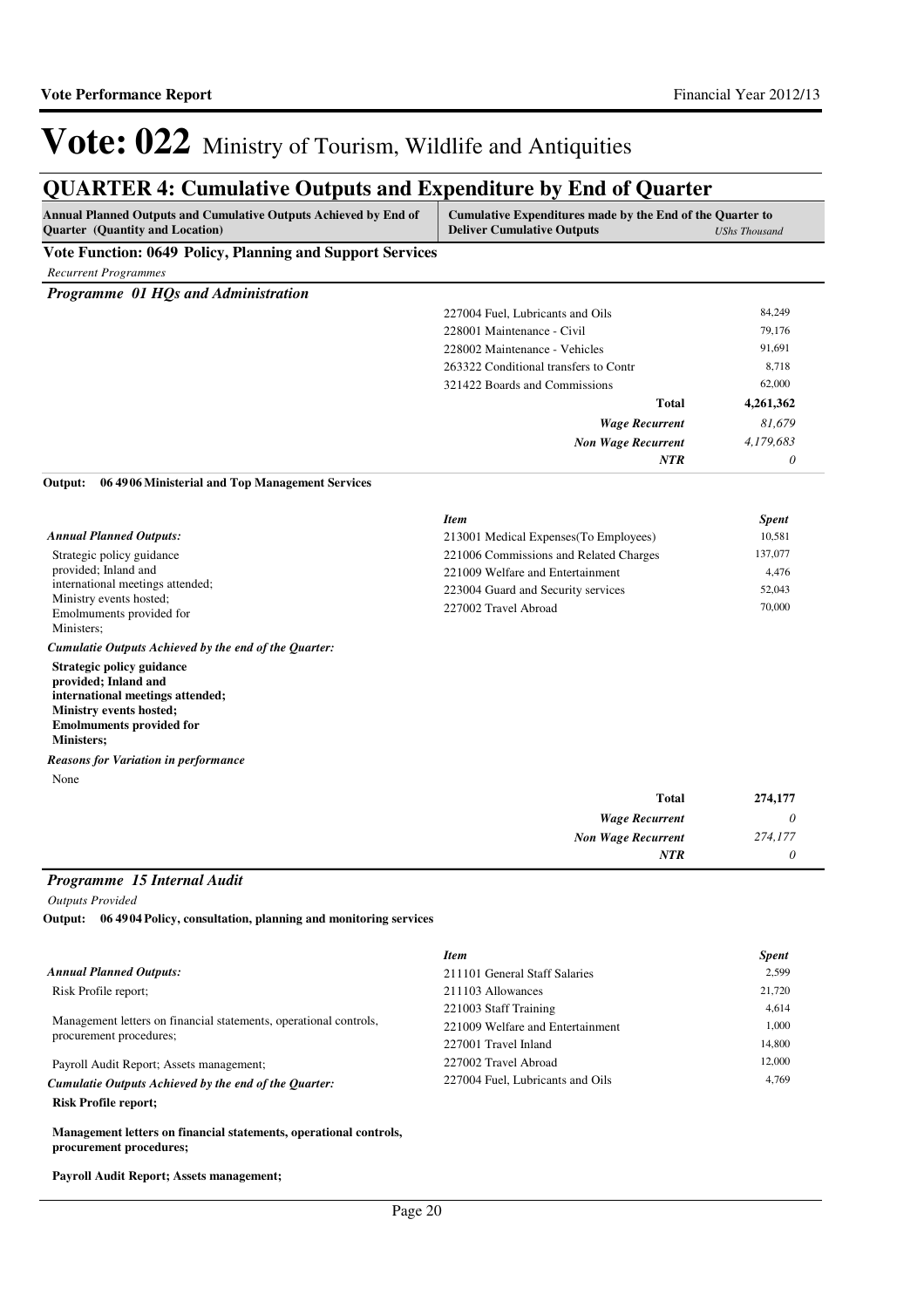# Vote: 022 Ministry of Tourism, Wildlife and Antiquities

## QUARTER 4: Cumulative Outputs and Expenditure by End of Quarter

| Annual Planned Outputs and Cumulative Outputs Achieved by End of Quarter (Quantity and Location) | Cumulative Expenditures made by the End of the Quarter to Deliver Cumulative Outputs | UShs Thousand |
|---|---|---|

### Vote Function: 0649 Policy, Planning and Support Services

*Recurrent Programmes*

#### *Programme 01 HQs and Administration*

| Item | Spent |
|---|---|
| 227004 Fuel, Lubricants and Oils | 84,249 |
| 228001 Maintenance - Civil | 79,176 |
| 228002 Maintenance - Vehicles | 91,691 |
| 263322 Conditional transfers to Contr | 8,718 |
| 321422 Boards and Commissions | 62,000 |
| **Total** | **4,261,362** |
| *Wage Recurrent* | *81,679* |
| *Non Wage Recurrent* | *4,179,683* |
| *NTR* | *0* |

**Output: 06 4906 Ministerial and Top Management Services**

*Annual Planned Outputs:*

Strategic policy guidance provided; Inland and international meetings attended; Ministry events hosted; Emolmuments provided for Ministers;

*Cumulatie Outputs Achieved by the end of the Quarter:*

**Strategic policy guidance provided; Inland and international meetings attended; Ministry events hosted; Emolmuments provided for Ministers;**

*Reasons for Variation in performance*

None

| *Item* | *Spent* |
|---|---|
| 213001 Medical Expenses(To Employees) | 10,581 |
| 221006 Commissions and Related Charges | 137,077 |
| 221009 Welfare and Entertainment | 4,476 |
| 223004 Guard and Security services | 52,043 |
| 227002 Travel Abroad | 70,000 |
| **Total** | **274,177** |
| *Wage Recurrent* | *0* |
| *Non Wage Recurrent* | *274,177* |
| *NTR* | *0* |

#### *Programme 15 Internal Audit*

*Outputs Provided*

**Output: 06 4904 Policy, consultation, planning and monitoring services**

*Annual Planned Outputs:*

Risk Profile report;

Management letters on financial statements, operational controls, procurement procedures;

Payroll Audit Report; Assets management;

*Cumulatie Outputs Achieved by the end of the Quarter:*

**Risk Profile report;**

**Management letters on financial statements, operational controls, procurement procedures;**

**Payroll Audit Report; Assets management;**

| *Item* | *Spent* |
|---|---|
| 211101 General Staff Salaries | 2,599 |
| 211103 Allowances | 21,720 |
| 221003 Staff Training | 4,614 |
| 221009 Welfare and Entertainment | 1,000 |
| 227001 Travel Inland | 14,800 |
| 227002 Travel Abroad | 12,000 |
| 227004 Fuel, Lubricants and Oils | 4,769 |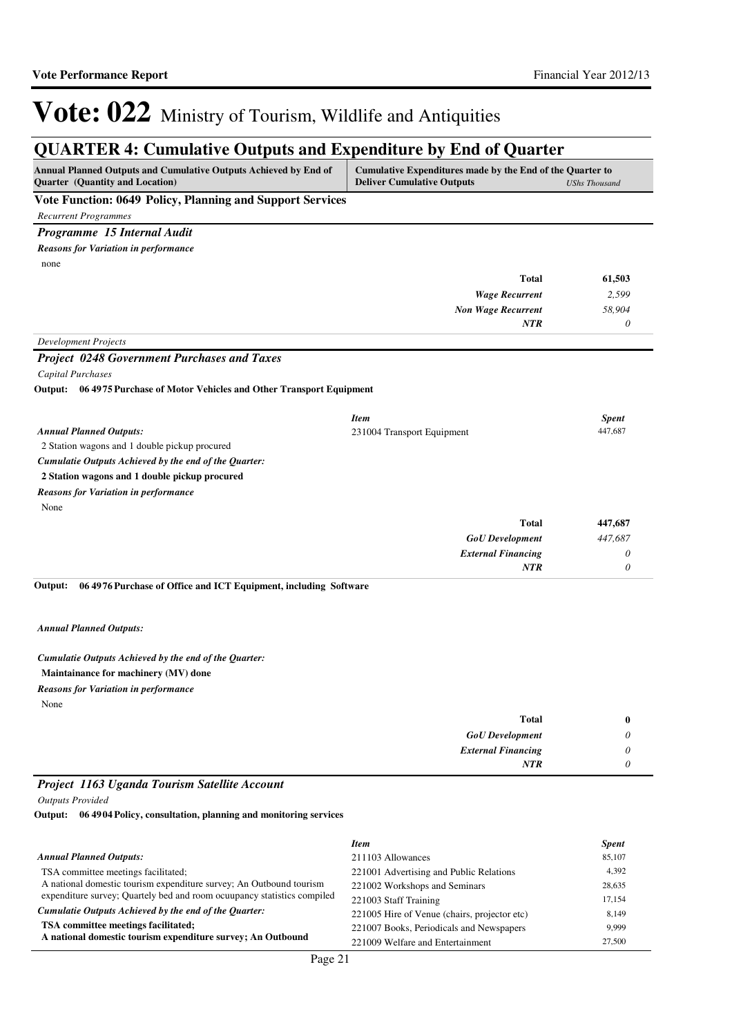# Vote: 022 Ministry of Tourism, Wildlife and Antiquities

## QUARTER 4: Cumulative Outputs and Expenditure by End of Quarter

| Annual Planned Outputs and Cumulative Outputs Achieved by End of Quarter (Quantity and Location) | Cumulative Expenditures made by the End of the Quarter to Deliver Cumulative Outputs | *UShs Thousand* |
|---|---|---|

### Vote Function: 0649 Policy, Planning and Support Services

*Recurrent Programmes*

#### *Programme 15 Internal Audit*

***Reasons for Variation in performance***

none

| | |
|---|---|
| **Total** | **61,503** |
| ***Wage Recurrent*** | *2,599* |
| ***Non Wage Recurrent*** | *58,904* |
| ***NTR*** | *0* |

*Development Projects*

#### *Project 0248 Government Purchases and Taxes*

*Capital Purchases*

**Output: 06 4975 Purchase of Motor Vehicles and Other Transport Equipment**

***Annual Planned Outputs:***

2 Station wagons and 1 double pickup procured

***Cumulatie Outputs Achieved by the end of the Quarter:***

**2 Station wagons and 1 double pickup procured**

***Reasons for Variation in performance***

None

| *Item* | *Spent* |
|---|---|
| 231004 Transport Equipment | 447,687 |

| | |
|---|---|
| **Total** | **447,687** |
| ***GoU Development*** | *447,687* |
| ***External Financing*** | *0* |
| ***NTR*** | *0* |

**Output: 06 4976 Purchase of Office and ICT Equipment, including Software**

***Annual Planned Outputs:***

***Cumulatie Outputs Achieved by the end of the Quarter:***

**Maintainance for machinery (MV) done**

***Reasons for Variation in performance***

None

| | |
|---|---|
| **Total** | **0** |
| ***GoU Development*** | *0* |
| ***External Financing*** | *0* |
| ***NTR*** | *0* |

#### *Project 1163 Uganda Tourism Satellite Account*

*Outputs Provided*

**Output: 06 4904 Policy, consultation, planning and monitoring services**

***Annual Planned Outputs:***

TSA committee meetings facilitated;
A national domestic tourism expenditure survey; An Outbound tourism expenditure survey; Quartely bed and room ocuupancy statistics compiled

***Cumulatie Outputs Achieved by the end of the Quarter:***

**TSA committee meetings facilitated;**
**A national domestic tourism expenditure survey; An Outbound**

| *Item* | *Spent* |
|---|---|
| 211103 Allowances | 85,107 |
| 221001 Advertising and Public Relations | 4,392 |
| 221002 Workshops and Seminars | 28,635 |
| 221003 Staff Training | 17,154 |
| 221005 Hire of Venue (chairs, projector etc) | 8,149 |
| 221007 Books, Periodicals and Newspapers | 9,999 |
| 221009 Welfare and Entertainment | 27,500 |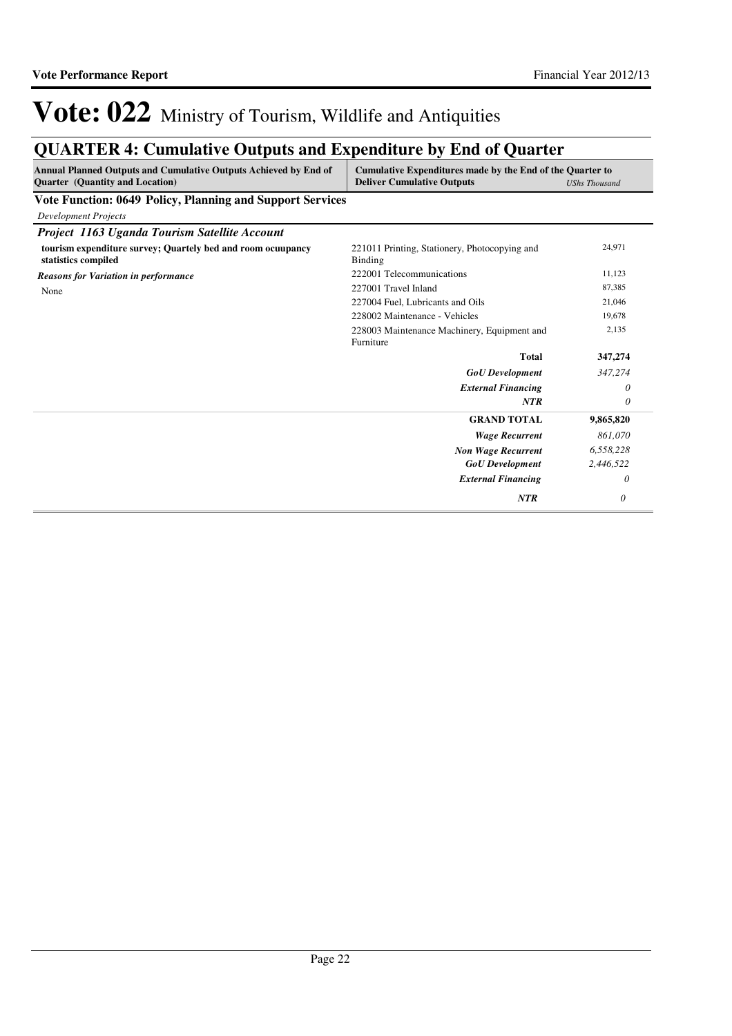# Vote: 022 Ministry of Tourism, Wildlife and Antiquities

## QUARTER 4: Cumulative Outputs and Expenditure by End of Quarter

| Annual Planned Outputs and Cumulative Outputs Achieved by End of Quarter (Quantity and Location) | Cumulative Expenditures made by the End of the Quarter to Deliver Cumulative Outputs | *UShs Thousand* |
|---|---|---|
| **Vote Function: 0649 Policy, Planning and Support Services** | | |
| *Development Projects* | | |
| ***Project 1163 Uganda Tourism Satellite Account*** | | |
| **tourism expenditure survey; Quartely bed and room ocuupancy statistics compiled** | 221011 Printing, Stationery, Photocopying and Binding | 24,971 |
| ***Reasons for Variation in performance*** | 222001 Telecommunications | 11,123 |
| None | 227001 Travel Inland | 87,385 |
| | 227004 Fuel, Lubricants and Oils | 21,046 |
| | 228002 Maintenance - Vehicles | 19,678 |
| | 228003 Maintenance Machinery, Equipment and Furniture | 2,135 |
| | **Total** | **347,274** |
| | ***GoU Development*** | *347,274* |
| | ***External Financing*** | *0* |
| | ***NTR*** | *0* |
| | **GRAND TOTAL** | **9,865,820** |
| | ***Wage Recurrent*** | *861,070* |
| | ***Non Wage Recurrent*** | *6,558,228* |
| | ***GoU Development*** | *2,446,522* |
| | ***External Financing*** | *0* |
| | ***NTR*** | *0* |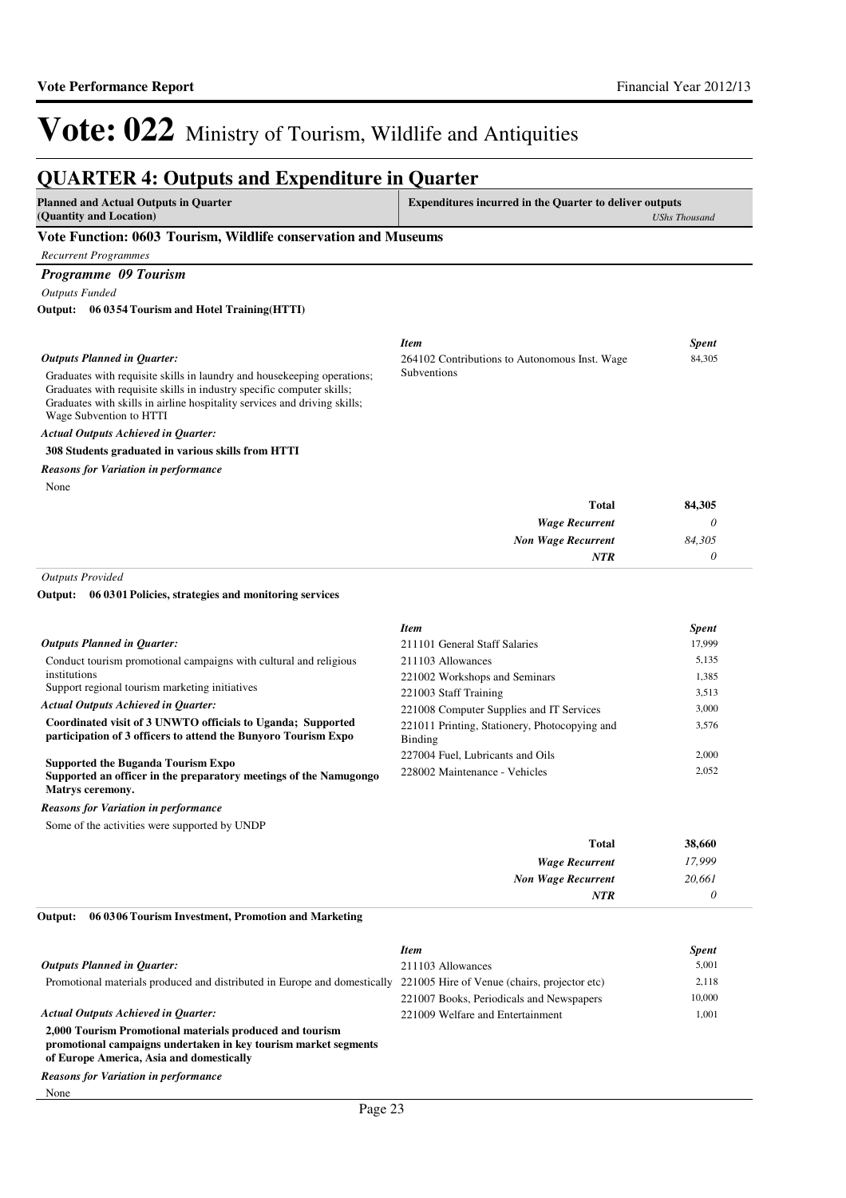# Vote: 022 Ministry of Tourism, Wildlife and Antiquities

## QUARTER 4: Outputs and Expenditure in Quarter

| Planned and Actual Outputs in Quarter (Quantity and Location) | Expenditures incurred in the Quarter to deliver outputs *UShs Thousand* |
|---|---|

### Vote Function: 0603 Tourism, Wildlife conservation and Museums

*Recurrent Programmes*

### *Programme 09 Tourism*

*Outputs Funded*

**Output: 06 0354 Tourism and Hotel Training(HTTI)**

*Outputs Planned in Quarter:*

Graduates with requisite skills in laundry and housekeeping operations; Graduates with requisite skills in industry specific computer skills; Graduates with skills in airline hospitality services and driving skills; Wage Subvention to HTTI

*Actual Outputs Achieved in Quarter:*

**308 Students graduated in various skills from HTTI**

*Reasons for Variation in performance*

None

| *Item* | *Spent* |
|---|---|
| 264102 Contributions to Autonomous Inst. Wage Subventions | 84,305 |
| **Total** | **84,305** |
| ***Wage Recurrent*** | *0* |
| ***Non Wage Recurrent*** | *84,305* |
| ***NTR*** | *0* |

*Outputs Provided*

**Output: 06 0301 Policies, strategies and monitoring services**

*Outputs Planned in Quarter:*

Conduct tourism promotional campaigns with cultural and religious institutions
Support regional tourism marketing initiatives

*Actual Outputs Achieved in Quarter:*

**Coordinated visit of 3 UNWTO officials to Uganda; Supported participation of 3 officers to attend the Bunyoro Tourism Expo**

**Supported the Buganda Tourism Expo**
**Supported an officer in the preparatory meetings of the Namugongo Matrys ceremony.**

*Reasons for Variation in performance*

Some of the activities were supported by UNDP

| *Item* | *Spent* |
|---|---|
| 211101 General Staff Salaries | 17,999 |
| 211103 Allowances | 5,135 |
| 221002 Workshops and Seminars | 1,385 |
| 221003 Staff Training | 3,513 |
| 221008 Computer Supplies and IT Services | 3,000 |
| 221011 Printing, Stationery, Photocopying and Binding | 3,576 |
| 227004 Fuel, Lubricants and Oils | 2,000 |
| 228002 Maintenance - Vehicles | 2,052 |
| **Total** | **38,660** |
| ***Wage Recurrent*** | *17,999* |
| ***Non Wage Recurrent*** | *20,661* |
| ***NTR*** | *0* |

**Output: 06 0306 Tourism Investment, Promotion and Marketing**

*Outputs Planned in Quarter:*

Promotional materials produced and distributed in Europe and domestically

*Actual Outputs Achieved in Quarter:*

**2,000 Tourism Promotional materials produced and tourism promotional campaigns undertaken in key tourism market segments of Europe America, Asia and domestically**

*Reasons for Variation in performance*

None

| *Item* | *Spent* |
|---|---|
| 211103 Allowances | 5,001 |
| 221005 Hire of Venue (chairs, projector etc) | 2,118 |
| 221007 Books, Periodicals and Newspapers | 10,000 |
| 221009 Welfare and Entertainment | 1,001 |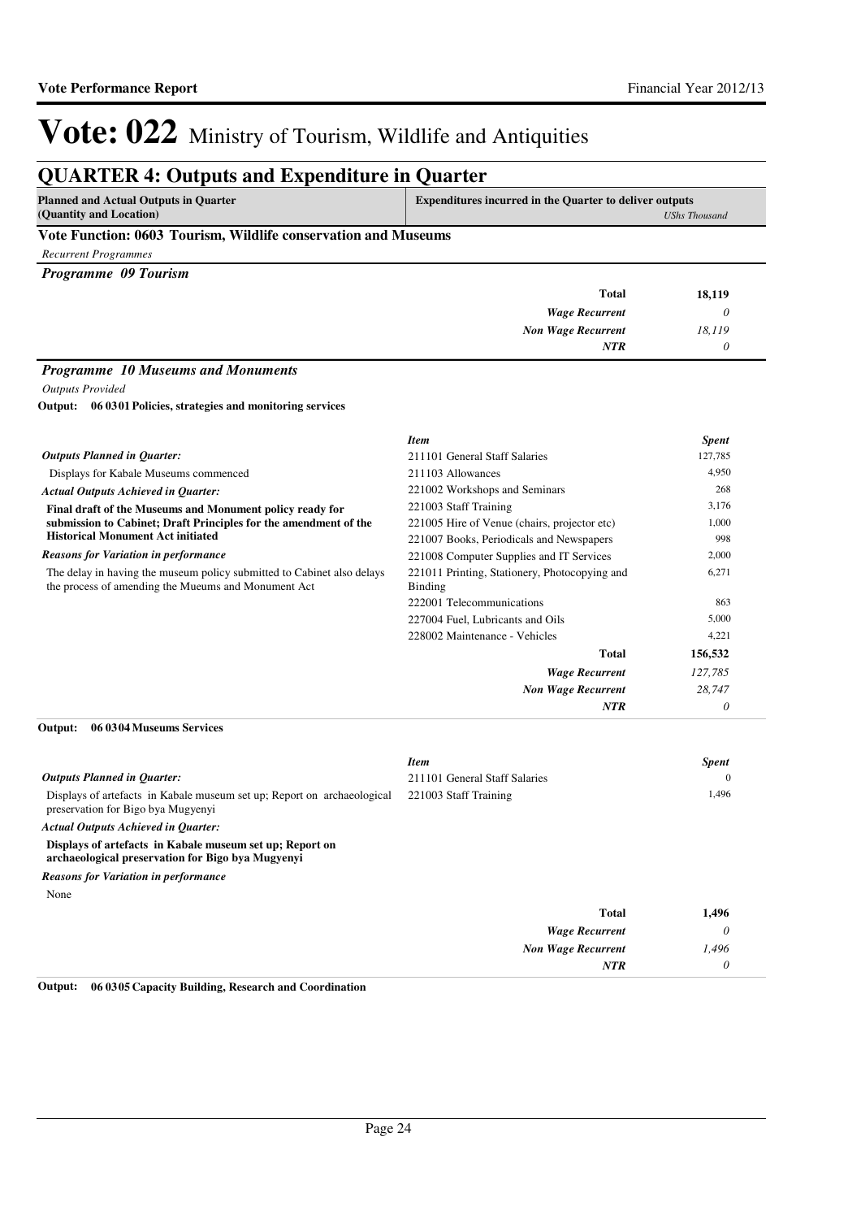# Vote: 022 Ministry of Tourism, Wildlife and Antiquities

## QUARTER 4: Outputs and Expenditure in Quarter

| Planned and Actual Outputs in Quarter (Quantity and Location) | Expenditures incurred in the Quarter to deliver outputs *UShs Thousand* |
|---|---|

### Vote Function: 0603 Tourism, Wildlife conservation and Museums

*Recurrent Programmes*

#### *Programme 09 Tourism*

| | |
|---|---|
| **Total** | **18,119** |
| *Wage Recurrent* | *0* |
| *Non Wage Recurrent* | *18,119* |
| *NTR* | *0* |

#### *Programme 10 Museums and Monuments*

*Outputs Provided*

**Output: 06 0301 Policies, strategies and monitoring services**

*Outputs Planned in Quarter:*

Displays for Kabale Museums commenced

*Actual Outputs Achieved in Quarter:*

**Final draft of the Museums and Monument policy ready for submission to Cabinet; Draft Principles for the amendment of the Historical Monument Act initiated**

*Reasons for Variation in performance*

The delay in having the museum policy submitted to Cabinet also delays the process of amending the Mueums and Monument Act

| *Item* | *Spent* |
|---|---|
| 211101 General Staff Salaries | 127,785 |
| 211103 Allowances | 4,950 |
| 221002 Workshops and Seminars | 268 |
| 221003 Staff Training | 3,176 |
| 221005 Hire of Venue (chairs, projector etc) | 1,000 |
| 221007 Books, Periodicals and Newspapers | 998 |
| 221008 Computer Supplies and IT Services | 2,000 |
| 221011 Printing, Stationery, Photocopying and Binding | 6,271 |
| 222001 Telecommunications | 863 |
| 227004 Fuel, Lubricants and Oils | 5,000 |
| 228002 Maintenance - Vehicles | 4,221 |
| **Total** | **156,532** |
| *Wage Recurrent* | *127,785* |
| *Non Wage Recurrent* | *28,747* |
| *NTR* | *0* |

**Output: 06 0304 Museums Services**

*Outputs Planned in Quarter:*

Displays of artefacts in Kabale museum set up; Report on archaeological preservation for Bigo bya Mugyenyi

*Actual Outputs Achieved in Quarter:*

**Displays of artefacts in Kabale museum set up; Report on archaeological preservation for Bigo bya Mugyenyi**

*Reasons for Variation in performance*

None

| *Item* | *Spent* |
|---|---|
| 211101 General Staff Salaries | 0 |
| 221003 Staff Training | 1,496 |
| **Total** | **1,496** |
| *Wage Recurrent* | *0* |
| *Non Wage Recurrent* | *1,496* |
| *NTR* | *0* |

**Output: 06 0305 Capacity Building, Research and Coordination**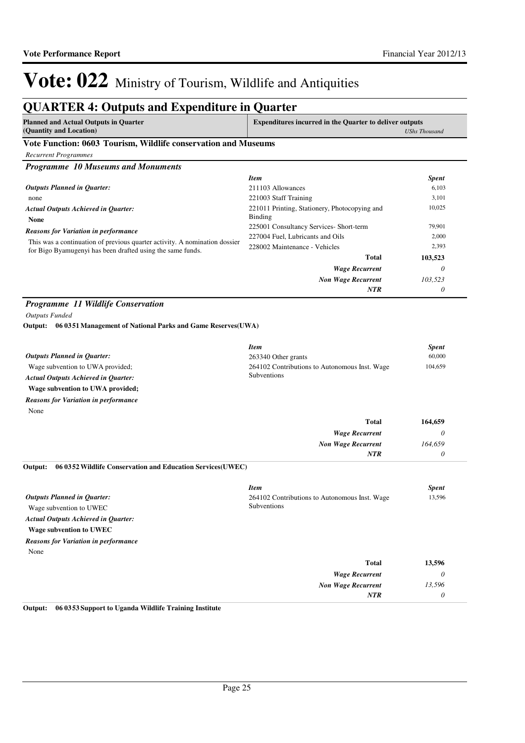# Vote: 022 Ministry of Tourism, Wildlife and Antiquities

## QUARTER 4: Outputs and Expenditure in Quarter

| Planned and Actual Outputs in Quarter (Quantity and Location) | Expenditures incurred in the Quarter to deliver outputs | *UShs Thousand* |
|---|---|---|

### Vote Function: 0603 Tourism, Wildlife conservation and Museums

*Recurrent Programmes*

#### *Programme 10 Museums and Monuments*

*Outputs Planned in Quarter:*

none

*Actual Outputs Achieved in Quarter:*

**None**

*Reasons for Variation in performance*

This was a continuation of previous quarter activity. A nomination dossier for Bigo Byamugenyi has been drafted using the same funds.

| *Item* | *Spent* |
|---|---|
| 211103 Allowances | 6,103 |
| 221003 Staff Training | 3,101 |
| 221011 Printing, Stationery, Photocopying and Binding | 10,025 |
| 225001 Consultancy Services- Short-term | 79,901 |
| 227004 Fuel, Lubricants and Oils | 2,000 |
| 228002 Maintenance - Vehicles | 2,393 |
| **Total** | **103,523** |
| ***Wage Recurrent*** | *0* |
| ***Non Wage Recurrent*** | *103,523* |
| ***NTR*** | *0* |

#### *Programme 11 Wildlife Conservation*

*Outputs Funded*

**Output: 06 0351 Management of National Parks and Game Reserves(UWA)**

*Outputs Planned in Quarter:*

Wage subvention to UWA provided;

*Actual Outputs Achieved in Quarter:*

**Wage subvention to UWA provided;**

*Reasons for Variation in performance*

None

| *Item* | *Spent* |
|---|---|
| 263340 Other grants | 60,000 |
| 264102 Contributions to Autonomous Inst. Wage Subventions | 104,659 |
| **Total** | **164,659** |
| ***Wage Recurrent*** | *0* |
| ***Non Wage Recurrent*** | *164,659* |
| ***NTR*** | *0* |

**Output: 06 0352 Wildlife Conservation and Education Services(UWEC)**

*Outputs Planned in Quarter:*

Wage subvention to UWEC

*Actual Outputs Achieved in Quarter:*

**Wage subvention to UWEC**

*Reasons for Variation in performance*

None

| *Item* | *Spent* |
|---|---|
| 264102 Contributions to Autonomous Inst. Wage Subventions | 13,596 |
| **Total** | **13,596** |
| ***Wage Recurrent*** | *0* |
| ***Non Wage Recurrent*** | *13,596* |
| ***NTR*** | *0* |

**Output: 06 0353 Support to Uganda Wildlife Training Institute**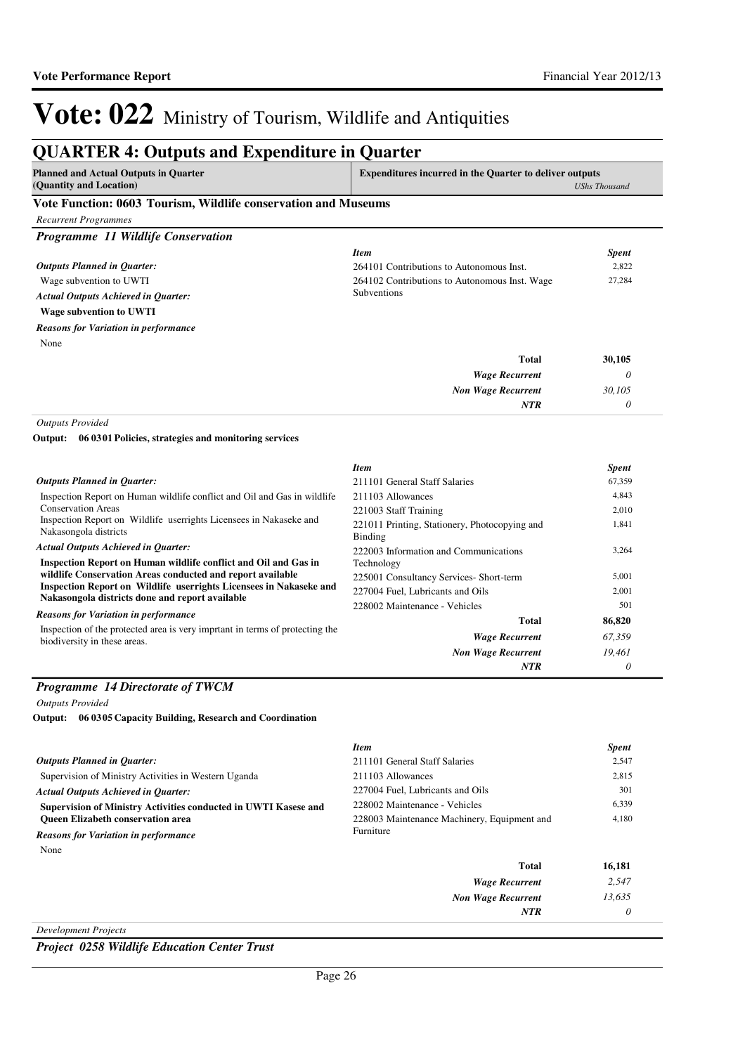# Vote: 022 Ministry of Tourism, Wildlife and Antiquities

## QUARTER 4: Outputs and Expenditure in Quarter

| Planned and Actual Outputs in Quarter (Quantity and Location) | Expenditures incurred in the Quarter to deliver outputs | *UShs Thousand* |
|---|---|---|

### Vote Function: 0603 Tourism, Wildlife conservation and Museums

*Recurrent Programmes*

#### *Programme 11 Wildlife Conservation*

*Outputs Planned in Quarter:*

Wage subvention to UWTI

*Actual Outputs Achieved in Quarter:*

**Wage subvention to UWTI**

*Reasons for Variation in performance*

None

| *Item* | *Spent* |
|---|---|
| 264101 Contributions to Autonomous Inst. | 2,822 |
| 264102 Contributions to Autonomous Inst. Wage Subventions | 27,284 |
| **Total** | **30,105** |
| *Wage Recurrent* | *0* |
| *Non Wage Recurrent* | *30,105* |
| *NTR* | *0* |

*Outputs Provided*

**Output: 06 0301 Policies, strategies and monitoring services**

*Outputs Planned in Quarter:*

Inspection Report on Human wildlife conflict and Oil and Gas in wildlife Conservation Areas
Inspection Report on Wildlife userrights Licensees in Nakaseke and Nakasongola districts

*Actual Outputs Achieved in Quarter:*

**Inspection Report on Human wildlife conflict and Oil and Gas in wildlife Conservation Areas conducted and report available**
**Inspection Report on Wildlife userrights Licensees in Nakaseke and Nakasongola districts done and report available**

*Reasons for Variation in performance*

Inspection of the protected area is very imprtant in terms of protecting the biodiversity in these areas.

| *Item* | *Spent* |
|---|---|
| 211101 General Staff Salaries | 67,359 |
| 211103 Allowances | 4,843 |
| 221003 Staff Training | 2,010 |
| 221011 Printing, Stationery, Photocopying and Binding | 1,841 |
| 222003 Information and Communications Technology | 3,264 |
| 225001 Consultancy Services- Short-term | 5,001 |
| 227004 Fuel, Lubricants and Oils | 2,001 |
| 228002 Maintenance - Vehicles | 501 |
| **Total** | **86,820** |
| *Wage Recurrent* | *67,359* |
| *Non Wage Recurrent* | *19,461* |
| *NTR* | *0* |

#### *Programme 14 Directorate of TWCM*

*Outputs Provided*

**Output: 06 0305 Capacity Building, Research and Coordination**

*Outputs Planned in Quarter:*

Supervision of Ministry Activities in Western Uganda

*Actual Outputs Achieved in Quarter:*

**Supervision of Ministry Activities conducted in UWTI Kasese and Queen Elizabeth conservation area**

*Reasons for Variation in performance*

None

| *Item* | *Spent* |
|---|---|
| 211101 General Staff Salaries | 2,547 |
| 211103 Allowances | 2,815 |
| 227004 Fuel, Lubricants and Oils | 301 |
| 228002 Maintenance - Vehicles | 6,339 |
| 228003 Maintenance Machinery, Equipment and Furniture | 4,180 |
| **Total** | **16,181** |
| *Wage Recurrent* | *2,547* |
| *Non Wage Recurrent* | *13,635* |
| *NTR* | *0* |

*Development Projects*

#### *Project 0258 Wildlife Education Center Trust*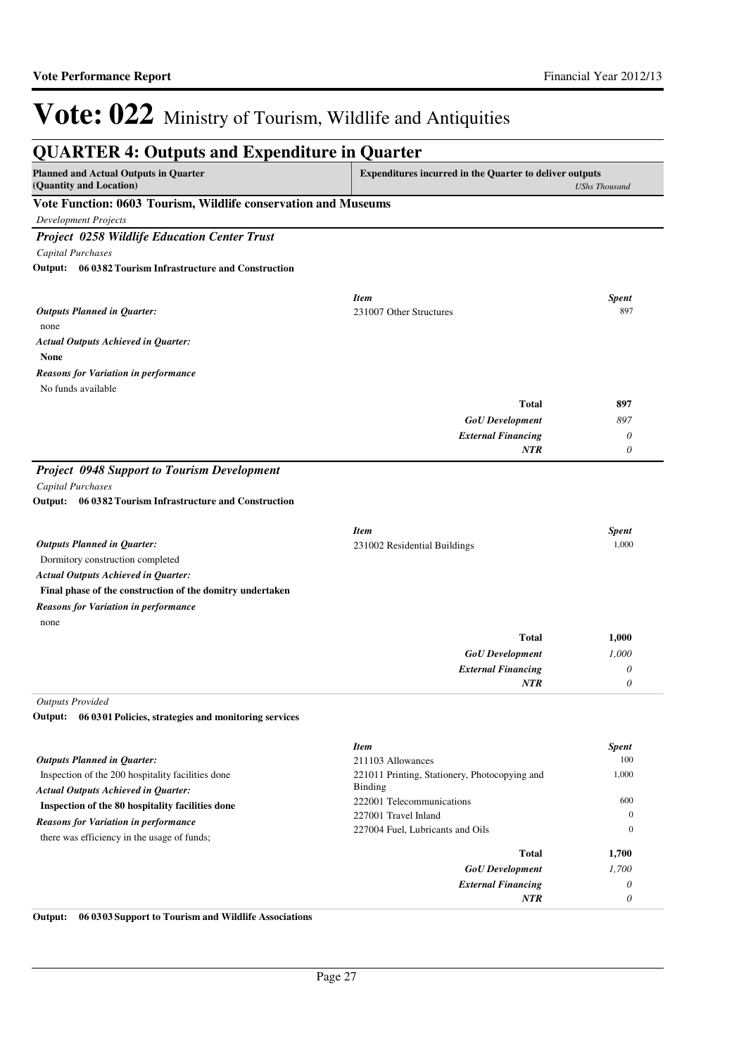# Vote: 022 Ministry of Tourism, Wildlife and Antiquities

## QUARTER 4: Outputs and Expenditure in Quarter

| Planned and Actual Outputs in Quarter (Quantity and Location) | Expenditures incurred in the Quarter to deliver outputs | *UShs Thousand* |
|---|---|---|

### Vote Function: 0603 Tourism, Wildlife conservation and Museums

*Development Projects*

#### *Project 0258 Wildlife Education Center Trust*

*Capital Purchases*

**Output: 06 0382 Tourism Infrastructure and Construction**

| | *Item* | *Spent* |
|---|---|---|
| ***Outputs Planned in Quarter:*** none | 231007 Other Structures | 897 |
| ***Actual Outputs Achieved in Quarter:*** **None** | | |
| ***Reasons for Variation in performance*** No funds available | | |
| | **Total** | **897** |
| | ***GoU Development*** | *897* |
| | ***External Financing*** | *0* |
| | ***NTR*** | *0* |

#### *Project 0948 Support to Tourism Development*

*Capital Purchases*

**Output: 06 0382 Tourism Infrastructure and Construction**

| | *Item* | *Spent* |
|---|---|---|
| ***Outputs Planned in Quarter:*** Dormitory construction completed | 231002 Residential Buildings | 1,000 |
| ***Actual Outputs Achieved in Quarter:*** **Final phase of the construction of the domitry undertaken** | | |
| ***Reasons for Variation in performance*** none | | |
| | **Total** | **1,000** |
| | ***GoU Development*** | *1,000* |
| | ***External Financing*** | *0* |
| | ***NTR*** | *0* |

*Outputs Provided*

**Output: 06 0301 Policies, strategies and monitoring services**

| | *Item* | *Spent* |
|---|---|---|
| ***Outputs Planned in Quarter:*** Inspection of the 200 hospitality facilities done | 211103 Allowances | 100 |
| ***Actual Outputs Achieved in Quarter:*** **Inspection of the 80 hospitality facilities done** | 221011 Printing, Stationery, Photocopying and Binding | 1,000 |
| ***Reasons for Variation in performance*** there was efficiency in the usage of funds; | 222001 Telecommunications | 600 |
| | 227001 Travel Inland | 0 |
| | 227004 Fuel, Lubricants and Oils | 0 |
| | **Total** | **1,700** |
| | ***GoU Development*** | *1,700* |
| | ***External Financing*** | *0* |
| | ***NTR*** | *0* |

**Output: 06 0303 Support to Tourism and Wildlife Associations**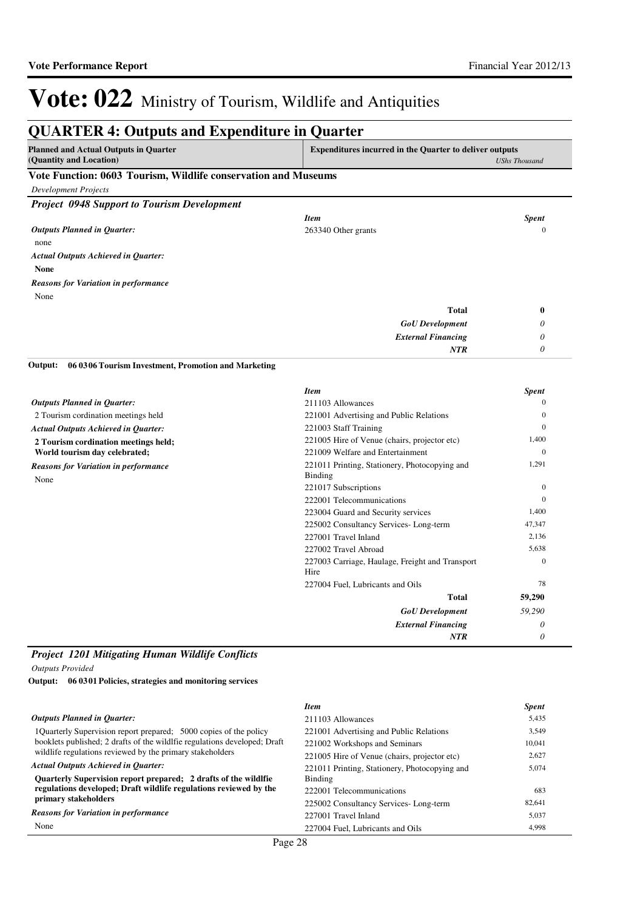# Vote: 022 Ministry of Tourism, Wildlife and Antiquities

## QUARTER 4: Outputs and Expenditure in Quarter

| Planned and Actual Outputs in Quarter (Quantity and Location) | Expenditures incurred in the Quarter to deliver outputs *UShs Thousand* |
|---|---|

### Vote Function: 0603 Tourism, Wildlife conservation and Museums

*Development Projects*

#### *Project 0948 Support to Tourism Development*

***Outputs Planned in Quarter:***

none

***Actual Outputs Achieved in Quarter:***

**None**

***Reasons for Variation in performance***

None

| *Item* | *Spent* |
|---|---|
| 263340 Other grants | 0 |
| **Total** | **0** |
| ***GoU Development*** | *0* |
| ***External Financing*** | *0* |
| ***NTR*** | *0* |

**Output: 06 0306 Tourism Investment, Promotion and Marketing**

***Outputs Planned in Quarter:***

2 Tourism cordination meetings held

***Actual Outputs Achieved in Quarter:***

**2 Tourism cordination meetings held;**
**World tourism day celebrated;**

***Reasons for Variation in performance***

None

| *Item* | *Spent* |
|---|---|
| 211103 Allowances | 0 |
| 221001 Advertising and Public Relations | 0 |
| 221003 Staff Training | 0 |
| 221005 Hire of Venue (chairs, projector etc) | 1,400 |
| 221009 Welfare and Entertainment | 0 |
| 221011 Printing, Stationery, Photocopying and Binding | 1,291 |
| 221017 Subscriptions | 0 |
| 222001 Telecommunications | 0 |
| 223004 Guard and Security services | 1,400 |
| 225002 Consultancy Services- Long-term | 47,347 |
| 227001 Travel Inland | 2,136 |
| 227002 Travel Abroad | 5,638 |
| 227003 Carriage, Haulage, Freight and Transport Hire | 0 |
| 227004 Fuel, Lubricants and Oils | 78 |
| **Total** | **59,290** |
| ***GoU Development*** | *59,290* |
| ***External Financing*** | *0* |
| ***NTR*** | *0* |

#### *Project 1201 Mitigating Human Wildlife Conflicts*

*Outputs Provided*

**Output: 06 0301 Policies, strategies and monitoring services**

***Outputs Planned in Quarter:***

1Quarterly Supervision report prepared; 5000 copies of the policy booklets published; 2 drafts of the wildlfie regulations developed; Draft wildlife regulations reviewed by the primary stakeholders

***Actual Outputs Achieved in Quarter:***

**Quarterly Supervision report prepared; 2 drafts of the wildlfie regulations developed; Draft wildlife regulations reviewed by the primary stakeholders**

***Reasons for Variation in performance***

None

| *Item* | *Spent* |
|---|---|
| 211103 Allowances | 5,435 |
| 221001 Advertising and Public Relations | 3,549 |
| 221002 Workshops and Seminars | 10,041 |
| 221005 Hire of Venue (chairs, projector etc) | 2,627 |
| 221011 Printing, Stationery, Photocopying and Binding | 5,074 |
| 222001 Telecommunications | 683 |
| 225002 Consultancy Services- Long-term | 82,641 |
| 227001 Travel Inland | 5,037 |
| 227004 Fuel, Lubricants and Oils | 4,998 |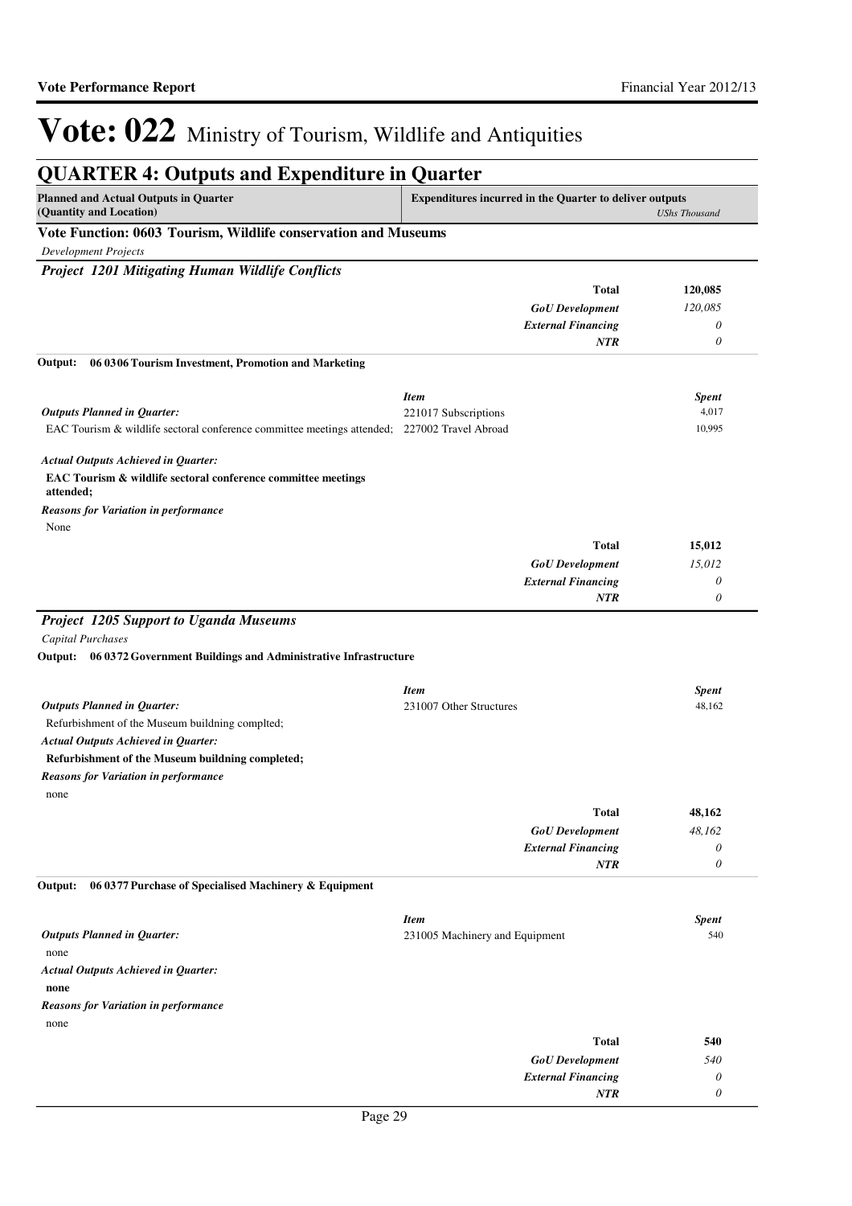# Vote: 022 Ministry of Tourism, Wildlife and Antiquities

## QUARTER 4: Outputs and Expenditure in Quarter

| Planned and Actual Outputs in Quarter (Quantity and Location) | Expenditures incurred in the Quarter to deliver outputs | *UShs Thousand* |
|---|---|---|

### Vote Function: 0603 Tourism, Wildlife conservation and Museums

*Development Projects*

#### *Project 1201 Mitigating Human Wildlife Conflicts*

| | | |
|---|---|---|
| | **Total** | **120,085** |
| | ***GoU Development*** | *120,085* |
| | ***External Financing*** | *0* |
| | ***NTR*** | *0* |

**Output: 06 0306 Tourism Investment, Promotion and Marketing**

| | ***Item*** | ***Spent*** |
|---|---|---|
| ***Outputs Planned in Quarter:*** | 221017 Subscriptions | 4,017 |
| EAC Tourism & wildlife sectoral conference committee meetings attended; | 227002 Travel Abroad | 10,995 |

***Actual Outputs Achieved in Quarter:***

**EAC Tourism & wildlife sectoral conference committee meetings attended;**

***Reasons for Variation in performance***

None

| | | |
|---|---|---|
| | **Total** | **15,012** |
| | ***GoU Development*** | *15,012* |
| | ***External Financing*** | *0* |
| | ***NTR*** | *0* |

#### *Project 1205 Support to Uganda Museums*

*Capital Purchases*

**Output: 06 0372 Government Buildings and Administrative Infrastructure**

| | ***Item*** | ***Spent*** |
|---|---|---|
| ***Outputs Planned in Quarter:*** | 231007 Other Structures | 48,162 |

Refurbishment of the Museum buildning complted;

***Actual Outputs Achieved in Quarter:***

**Refurbishment of the Museum buildning completed;**

***Reasons for Variation in performance***

none

| | | |
|---|---|---|
| | **Total** | **48,162** |
| | ***GoU Development*** | *48,162* |
| | ***External Financing*** | *0* |
| | ***NTR*** | *0* |

**Output: 06 0377 Purchase of Specialised Machinery & Equipment**

| | ***Item*** | ***Spent*** |
|---|---|---|
| ***Outputs Planned in Quarter:*** | 231005 Machinery and Equipment | 540 |

none

***Actual Outputs Achieved in Quarter:***

**none**

***Reasons for Variation in performance***

none

| | | |
|---|---|---|
| | **Total** | **540** |
| | ***GoU Development*** | *540* |
| | ***External Financing*** | *0* |
| | ***NTR*** | *0* |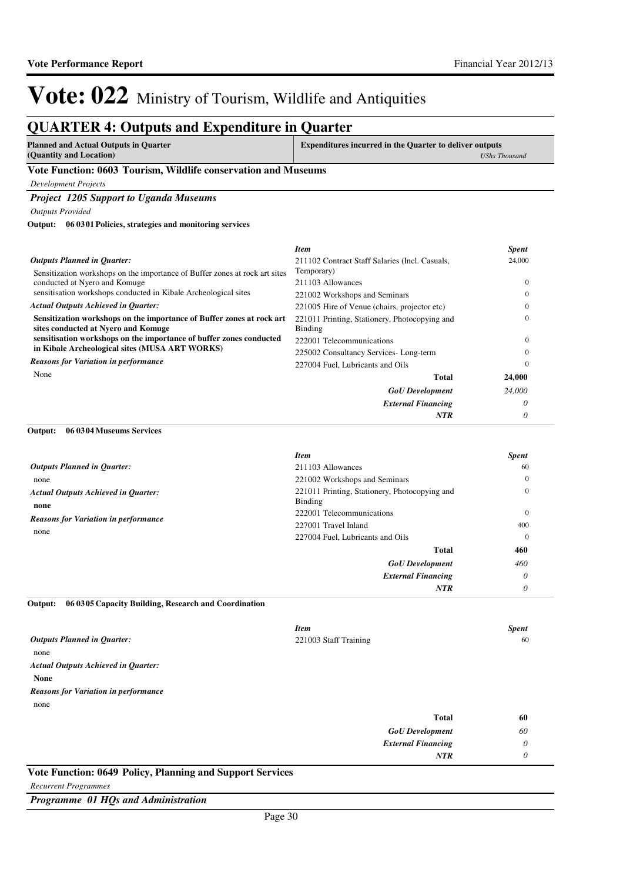# Vote: 022 Ministry of Tourism, Wildlife and Antiquities

## QUARTER 4: Outputs and Expenditure in Quarter

| Planned and Actual Outputs in Quarter (Quantity and Location) | Expenditures incurred in the Quarter to deliver outputs *UShs Thousand* |
|---|---|

### Vote Function: 0603 Tourism, Wildlife conservation and Museums

*Development Projects*

***Project 1205 Support to Uganda Museums***

*Outputs Provided*

**Output: 06 0301 Policies, strategies and monitoring services**

***Outputs Planned in Quarter:***

Sensitization workshops on the importance of Buffer zones at rock art sites conducted at Nyero and Komuge
sensitisation workshops conducted in Kibale Archeological sites

***Actual Outputs Achieved in Quarter:***

**Sensitization workshops on the importance of Buffer zones at rock art sites conducted at Nyero and Komuge**
**sensitisation workshops on the importance of buffer zones conducted in Kibale Archeological sites (MUSA ART WORKS)**

***Reasons for Variation in performance***

None

| *Item* | *Spent* |
|---|---|
| 211102 Contract Staff Salaries (Incl. Casuals, Temporary) | 24,000 |
| 211103 Allowances | 0 |
| 221002 Workshops and Seminars | 0 |
| 221005 Hire of Venue (chairs, projector etc) | 0 |
| 221011 Printing, Stationery, Photocopying and Binding | 0 |
| 222001 Telecommunications | 0 |
| 225002 Consultancy Services- Long-term | 0 |
| 227004 Fuel, Lubricants and Oils | 0 |
| **Total** | **24,000** |
| ***GoU Development*** | *24,000* |
| ***External Financing*** | *0* |
| ***NTR*** | *0* |

**Output: 06 0304 Museums Services**

***Outputs Planned in Quarter:***

none

***Actual Outputs Achieved in Quarter:***

**none**

***Reasons for Variation in performance***

none

| *Item* | *Spent* |
|---|---|
| 211103 Allowances | 60 |
| 221002 Workshops and Seminars | 0 |
| 221011 Printing, Stationery, Photocopying and Binding | 0 |
| 222001 Telecommunications | 0 |
| 227001 Travel Inland | 400 |
| 227004 Fuel, Lubricants and Oils | 0 |
| **Total** | **460** |
| ***GoU Development*** | *460* |
| ***External Financing*** | *0* |
| ***NTR*** | *0* |

**Output: 06 0305 Capacity Building, Research and Coordination**

***Outputs Planned in Quarter:***

none

***Actual Outputs Achieved in Quarter:***

**None**

***Reasons for Variation in performance***

none

| *Item* | *Spent* |
|---|---|
| 221003 Staff Training | 60 |
| **Total** | **60** |
| ***GoU Development*** | *60* |
| ***External Financing*** | *0* |
| ***NTR*** | *0* |

### Vote Function: 0649 Policy, Planning and Support Services

*Recurrent Programmes*

***Programme 01 HQs and Administration***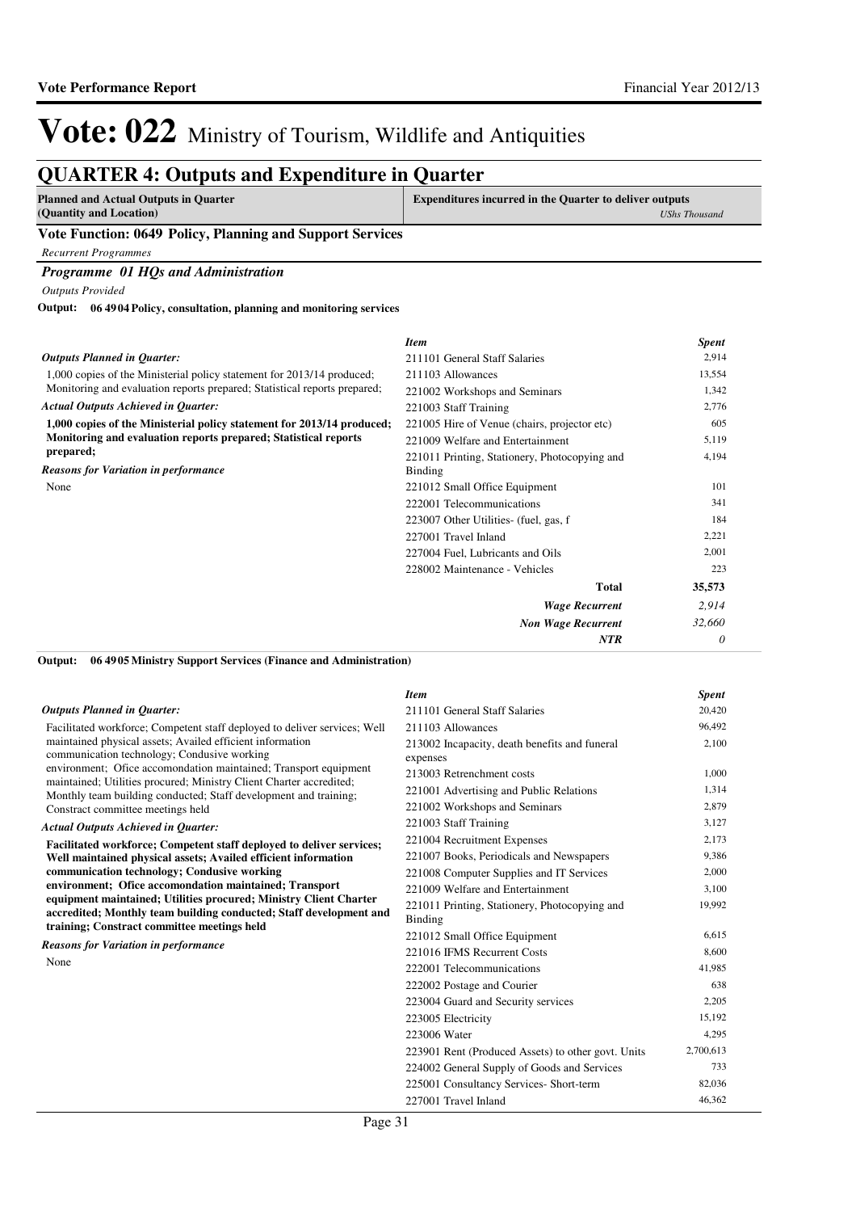# Vote: 022 Ministry of Tourism, Wildlife and Antiquities

## QUARTER 4: Outputs and Expenditure in Quarter

| Planned and Actual Outputs in Quarter (Quantity and Location) | Expenditures incurred in the Quarter to deliver outputs *UShs Thousand* |
|---|---|

### Vote Function: 0649 Policy, Planning and Support Services

*Recurrent Programmes*

### *Programme 01 HQs and Administration*

*Outputs Provided*

**Output: 06 49 04 Policy, consultation, planning and monitoring services**

*Outputs Planned in Quarter:*

1,000 copies of the Ministerial policy statement for 2013/14 produced; Monitoring and evaluation reports prepared; Statistical reports prepared;

*Actual Outputs Achieved in Quarter:*

**1,000 copies of the Ministerial policy statement for 2013/14 produced; Monitoring and evaluation reports prepared; Statistical reports prepared;**

*Reasons for Variation in performance*

None

| *Item* | *Spent* |
|---|---|
| 211101 General Staff Salaries | 2,914 |
| 211103 Allowances | 13,554 |
| 221002 Workshops and Seminars | 1,342 |
| 221003 Staff Training | 2,776 |
| 221005 Hire of Venue (chairs, projector etc) | 605 |
| 221009 Welfare and Entertainment | 5,119 |
| 221011 Printing, Stationery, Photocopying and Binding | 4,194 |
| 221012 Small Office Equipment | 101 |
| 222001 Telecommunications | 341 |
| 223007 Other Utilities- (fuel, gas, f | 184 |
| 227001 Travel Inland | 2,221 |
| 227004 Fuel, Lubricants and Oils | 2,001 |
| 228002 Maintenance - Vehicles | 223 |
| **Total** | **35,573** |
| ***Wage Recurrent*** | *2,914* |
| ***Non Wage Recurrent*** | *32,660* |
| ***NTR*** | *0* |

**Output: 06 49 05 Ministry Support Services (Finance and Administration)**

*Outputs Planned in Quarter:*

Facilitated workforce; Competent staff deployed to deliver services; Well maintained physical assets; Availed efficient information communication technology; Condusive working environment; Ofice accomondation maintained; Transport equipment maintained; Utilities procured; Ministry Client Charter accredited; Monthly team building conducted; Staff development and training; Constract committee meetings held

*Actual Outputs Achieved in Quarter:*

**Facilitated workforce; Competent staff deployed to deliver services; Well maintained physical assets; Availed efficient information communication technology; Condusive working environment; Ofice accomondation maintained; Transport equipment maintained; Utilities procured; Ministry Client Charter accredited; Monthly team building conducted; Staff development and training; Constract committee meetings held**

*Reasons for Variation in performance*

None

| *Item* | *Spent* |
|---|---|
| 211101 General Staff Salaries | 20,420 |
| 211103 Allowances | 96,492 |
| 213002 Incapacity, death benefits and funeral expenses | 2,100 |
| 213003 Retrenchment costs | 1,000 |
| 221001 Advertising and Public Relations | 1,314 |
| 221002 Workshops and Seminars | 2,879 |
| 221003 Staff Training | 3,127 |
| 221004 Recruitment Expenses | 2,173 |
| 221007 Books, Periodicals and Newspapers | 9,386 |
| 221008 Computer Supplies and IT Services | 2,000 |
| 221009 Welfare and Entertainment | 3,100 |
| 221011 Printing, Stationery, Photocopying and Binding | 19,992 |
| 221012 Small Office Equipment | 6,615 |
| 221016 IFMS Recurrent Costs | 8,600 |
| 222001 Telecommunications | 41,985 |
| 222002 Postage and Courier | 638 |
| 223004 Guard and Security services | 2,205 |
| 223005 Electricity | 15,192 |
| 223006 Water | 4,295 |
| 223901 Rent (Produced Assets) to other govt. Units | 2,700,613 |
| 224002 General Supply of Goods and Services | 733 |
| 225001 Consultancy Services- Short-term | 82,036 |
| 227001 Travel Inland | 46,362 |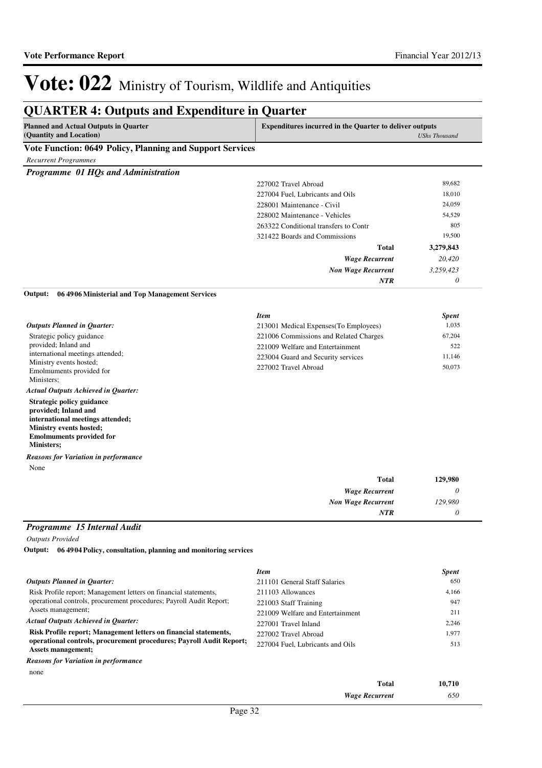# Vote: 022 Ministry of Tourism, Wildlife and Antiquities

## QUARTER 4: Outputs and Expenditure in Quarter

| Planned and Actual Outputs in Quarter (Quantity and Location) | Expenditures incurred in the Quarter to deliver outputs | *UShs Thousand* |
|---|---|---|

### Vote Function: 0649 Policy, Planning and Support Services

*Recurrent Programmes*

#### *Programme 01 HQs and Administration*

| Item | Spent |
|---|---|
| 227002 Travel Abroad | 89,682 |
| 227004 Fuel, Lubricants and Oils | 18,010 |
| 228001 Maintenance - Civil | 24,059 |
| 228002 Maintenance - Vehicles | 54,529 |
| 263322 Conditional transfers to Contr | 805 |
| 321422 Boards and Commissions | 19,500 |
| **Total** | **3,279,843** |
| ***Wage Recurrent*** | *20,420* |
| ***Non Wage Recurrent*** | *3,259,423* |
| ***NTR*** | *0* |

**Output: 06 4906 Ministerial and Top Management Services**

***Outputs Planned in Quarter:***

Strategic policy guidance provided; Inland and international meetings attended; Ministry events hosted; Emolmuments provided for Ministers;

***Actual Outputs Achieved in Quarter:***

**Strategic policy guidance provided; Inland and international meetings attended; Ministry events hosted; Emolmuments provided for Ministers;**

***Reasons for Variation in performance***

None

| Item | Spent |
|---|---|
| 213001 Medical Expenses(To Employees) | 1,035 |
| 221006 Commissions and Related Charges | 67,204 |
| 221009 Welfare and Entertainment | 522 |
| 223004 Guard and Security services | 11,146 |
| 227002 Travel Abroad | 50,073 |
| **Total** | **129,980** |
| ***Wage Recurrent*** | *0* |
| ***Non Wage Recurrent*** | *129,980* |
| ***NTR*** | *0* |

#### *Programme 15 Internal Audit*

*Outputs Provided*

**Output: 06 4904 Policy, consultation, planning and monitoring services**

***Outputs Planned in Quarter:***

Risk Profile report; Management letters on financial statements, operational controls, procurement procedures; Payroll Audit Report; Assets management;

***Actual Outputs Achieved in Quarter:***

**Risk Profile report; Management letters on financial statements, operational controls, procurement procedures; Payroll Audit Report; Assets management;**

***Reasons for Variation in performance***

none

| Item | Spent |
|---|---|
| 211101 General Staff Salaries | 650 |
| 211103 Allowances | 4,166 |
| 221003 Staff Training | 947 |
| 221009 Welfare and Entertainment | 211 |
| 227001 Travel Inland | 2,246 |
| 227002 Travel Abroad | 1,977 |
| 227004 Fuel, Lubricants and Oils | 513 |
| **Total** | **10,710** |
| ***Wage Recurrent*** | *650* |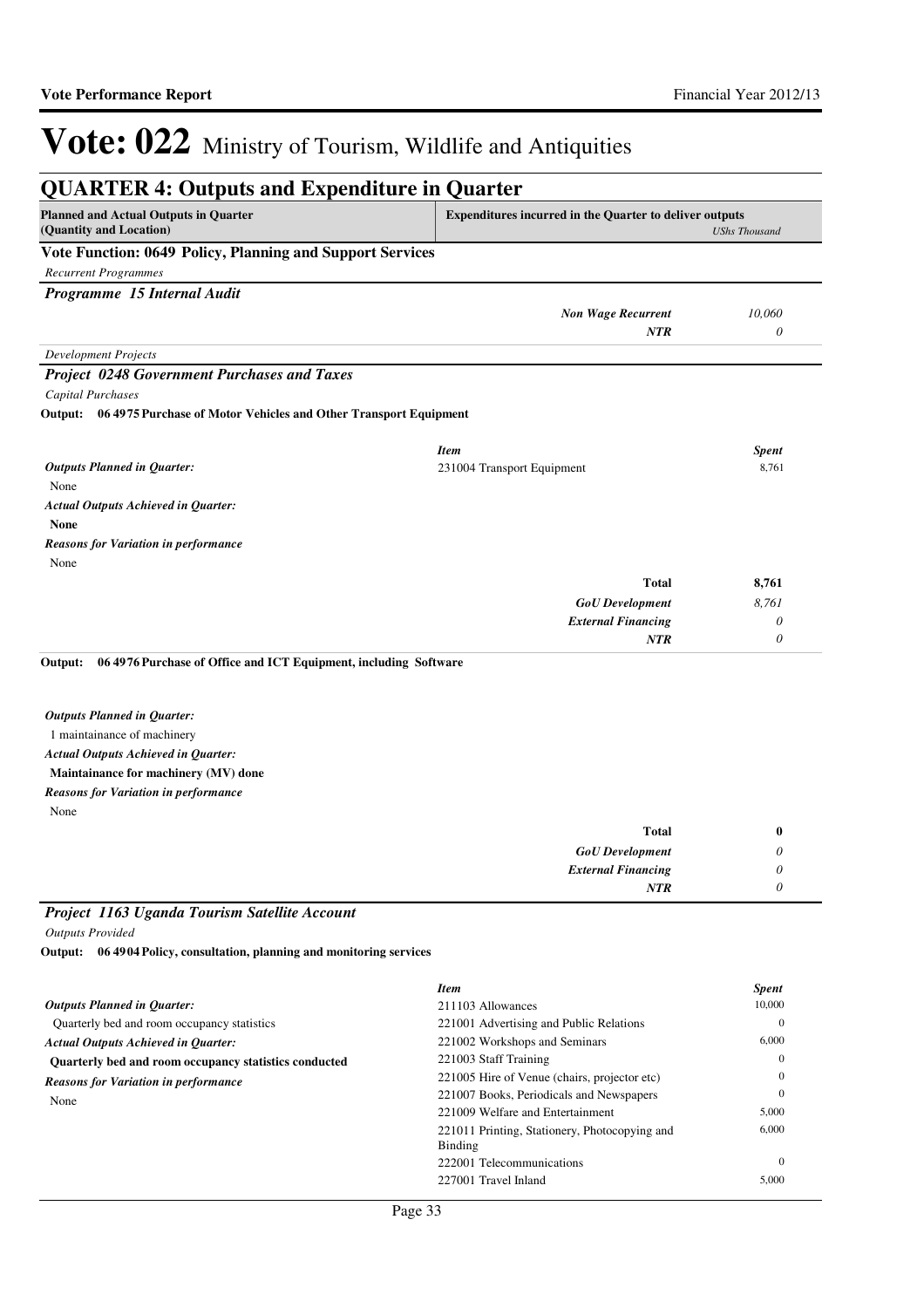# Vote: 022 Ministry of Tourism, Wildlife and Antiquities

## QUARTER 4: Outputs and Expenditure in Quarter

| Planned and Actual Outputs in Quarter (Quantity and Location) | Expenditures incurred in the Quarter to deliver outputs | *UShs Thousand* |
|---|---|---|

### Vote Function: 0649 Policy, Planning and Support Services

*Recurrent Programmes*

#### *Programme 15 Internal Audit*

| | | |
|---|---|---|
| | ***Non Wage Recurrent*** | *10,060* |
| | ***NTR*** | *0* |

*Development Projects*

#### *Project 0248 Government Purchases and Taxes*

*Capital Purchases*

**Output: 06 4975 Purchase of Motor Vehicles and Other Transport Equipment**

| | *Item* | *Spent* |
|---|---|---|
| ***Outputs Planned in Quarter:*** | 231004 Transport Equipment | 8,761 |
| None | | |
| ***Actual Outputs Achieved in Quarter:*** | | |
| **None** | | |
| ***Reasons for Variation in performance*** | | |
| None | | |
| | **Total** | **8,761** |
| | ***GoU Development*** | *8,761* |
| | ***External Financing*** | *0* |
| | ***NTR*** | *0* |

**Output: 06 4976 Purchase of Office and ICT Equipment, including Software**

| | | |
|---|---|---|
| ***Outputs Planned in Quarter:*** | | |
| 1 maintainance of machinery | | |
| ***Actual Outputs Achieved in Quarter:*** | | |
| **Maintainance for machinery (MV) done** | | |
| ***Reasons for Variation in performance*** | | |
| None | | |
| | **Total** | **0** |
| | ***GoU Development*** | *0* |
| | ***External Financing*** | *0* |
| | ***NTR*** | *0* |

#### *Project 1163 Uganda Tourism Satellite Account*

*Outputs Provided*

**Output: 06 4904 Policy, consultation, planning and monitoring services**

| | *Item* | *Spent* |
|---|---|---|
| ***Outputs Planned in Quarter:*** | 211103 Allowances | 10,000 |
| Quarterly bed and room occupancy statistics | 221001 Advertising and Public Relations | 0 |
| ***Actual Outputs Achieved in Quarter:*** | 221002 Workshops and Seminars | 6,000 |
| **Quarterly bed and room occupancy statistics conducted** | 221003 Staff Training | 0 |
| ***Reasons for Variation in performance*** | 221005 Hire of Venue (chairs, projector etc) | 0 |
| None | 221007 Books, Periodicals and Newspapers | 0 |
| | 221009 Welfare and Entertainment | 5,000 |
| | 221011 Printing, Stationery, Photocopying and Binding | 6,000 |
| | 222001 Telecommunications | 0 |
| | 227001 Travel Inland | 5,000 |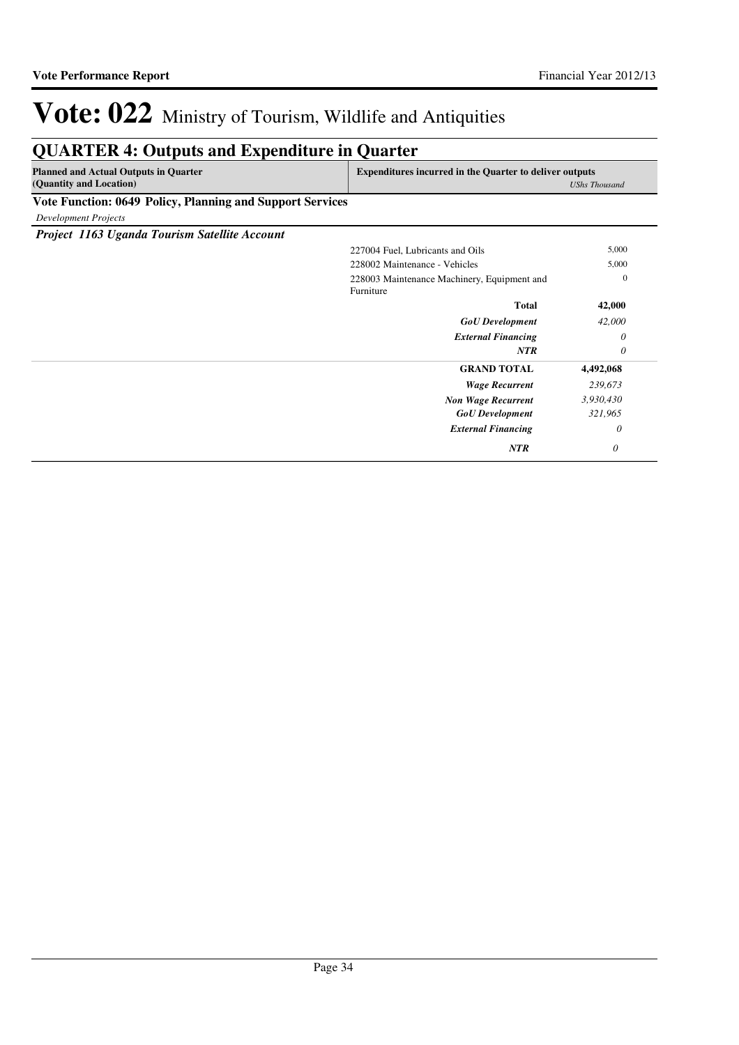# Vote: 022 Ministry of Tourism, Wildlife and Antiquities

## QUARTER 4: Outputs and Expenditure in Quarter

| Planned and Actual Outputs in Quarter (Quantity and Location) | Expenditures incurred in the Quarter to deliver outputs | *UShs Thousand* |
|---|---|---|
| **Vote Function: 0649 Policy, Planning and Support Services** | | |
| *Development Projects* | | |
| ***Project 1163 Uganda Tourism Satellite Account*** | | |
| | 227004 Fuel, Lubricants and Oils | 5,000 |
| | 228002 Maintenance - Vehicles | 5,000 |
| | 228003 Maintenance Machinery, Equipment and Furniture | 0 |
| | **Total** | **42,000** |
| | ***GoU Development*** | *42,000* |
| | ***External Financing*** | *0* |
| | ***NTR*** | *0* |
| | **GRAND TOTAL** | **4,492,068** |
| | ***Wage Recurrent*** | *239,673* |
| | ***Non Wage Recurrent*** | *3,930,430* |
| | ***GoU Development*** | *321,965* |
| | ***External Financing*** | *0* |
| | ***NTR*** | *0* |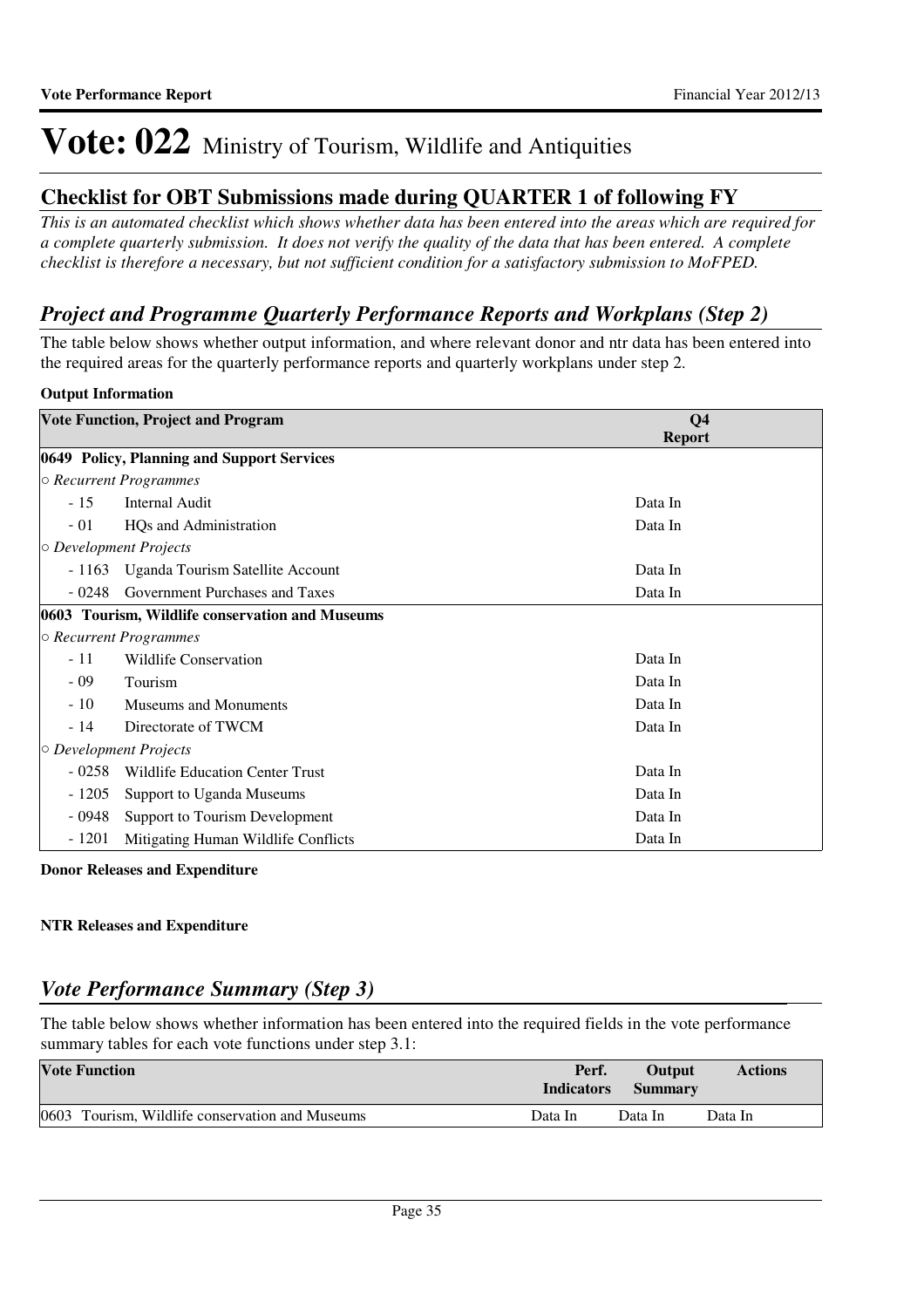# Vote: 022 Ministry of Tourism, Wildlife and Antiquities

## Checklist for OBT Submissions made during QUARTER 1 of following FY

*This is an automated checklist which shows whether data has been entered into the areas which are required for a complete quarterly submission. It does not verify the quality of the data that has been entered. A complete checklist is therefore a necessary, but not sufficient condition for a satisfactory submission to MoFPED.*

## *Project and Programme Quarterly Performance Reports and Workplans (Step 2)*

The table below shows whether output information, and where relevant donor and ntr data has been entered into the required areas for the quarterly performance reports and quarterly workplans under step 2.

**Output Information**

| Vote Function, Project and Program | | Q4 Report |
|---|---|---|
| **0649 Policy, Planning and Support Services** | | |
| *○ Recurrent Programmes* | | |
| - 15 | Internal Audit | Data In |
| - 01 | HQs and Administration | Data In |
| *○ Development Projects* | | |
| - 1163 | Uganda Tourism Satellite Account | Data In |
| - 0248 | Government Purchases and Taxes | Data In |
| **0603 Tourism, Wildlife conservation and Museums** | | |
| *○ Recurrent Programmes* | | |
| - 11 | Wildlife Conservation | Data In |
| - 09 | Tourism | Data In |
| - 10 | Museums and Monuments | Data In |
| - 14 | Directorate of TWCM | Data In |
| *○ Development Projects* | | |
| - 0258 | Wildlife Education Center Trust | Data In |
| - 1205 | Support to Uganda Museums | Data In |
| - 0948 | Support to Tourism Development | Data In |
| - 1201 | Mitigating Human Wildlife Conflicts | Data In |

**Donor Releases and Expenditure**

**NTR Releases and Expenditure**

## *Vote Performance Summary (Step 3)*

The table below shows whether information has been entered into the required fields in the vote performance summary tables for each vote functions under step 3.1:

| Vote Function | Perf. Indicators | Output Summary | Actions |
|---|---|---|---|
| 0603 Tourism, Wildlife conservation and Museums | Data In | Data In | Data In |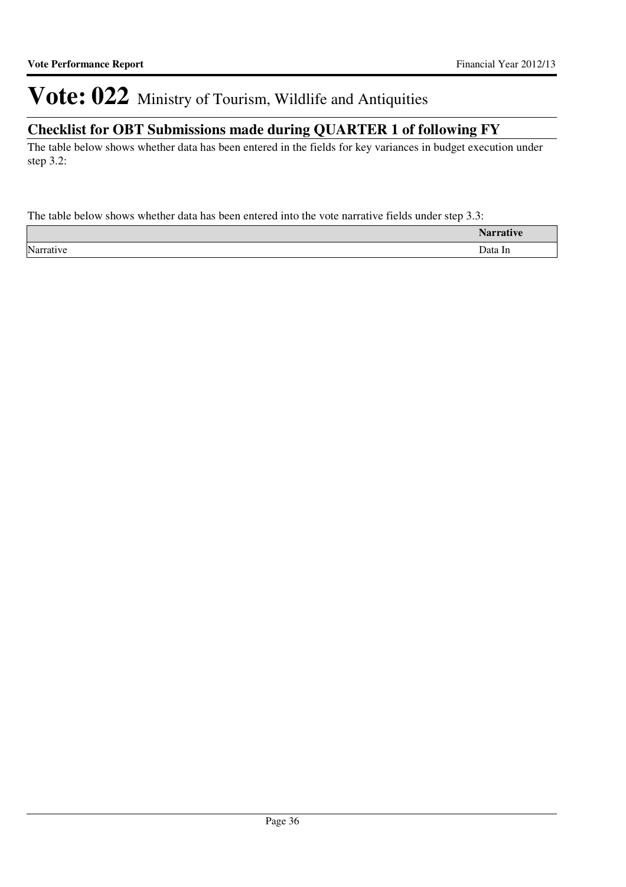# Vote: 022 Ministry of Tourism, Wildlife and Antiquities

## Checklist for OBT Submissions made during QUARTER 1 of following FY

The table below shows whether data has been entered in the fields for key variances in budget execution under step 3.2:

The table below shows whether data has been entered into the vote narrative fields under step 3.3:

| | Narrative |
|---|---|
| Narrative | Data In |